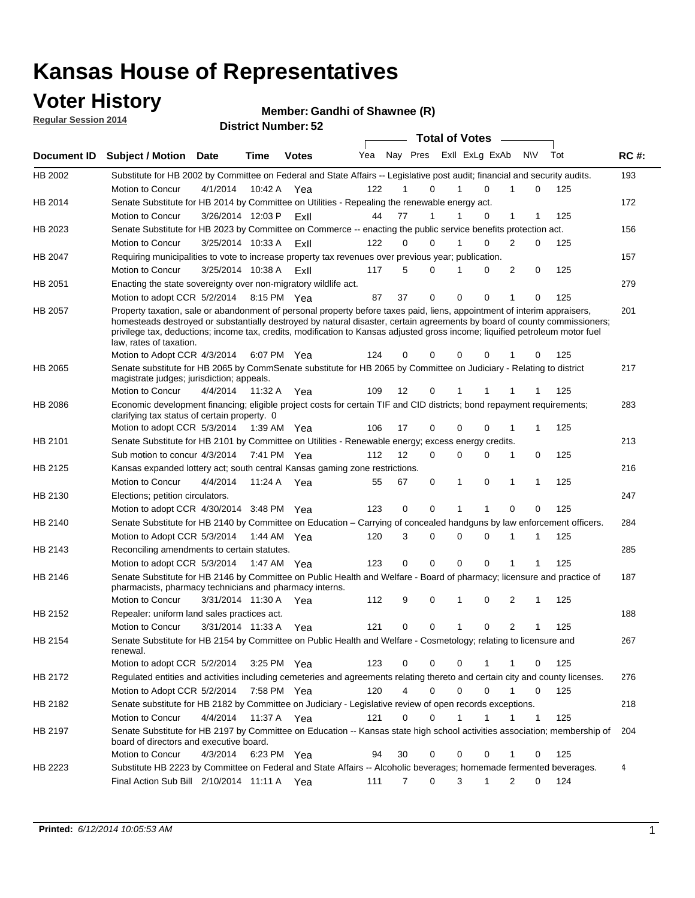# Kansas House of Representatives

## Voter History

**Regular Session 2014**

**Member: Gandhi of Shawnee (R)**

**District Number: 52**

| Document ID | Subject / Motion | Date | Time | Votes | Yea | Nay | Pres | ExII | ExLg | ExAb | N\V | Tot | RC #: |
|---|---|---|---|---|---|---|---|---|---|---|---|---|---|
| HB 2002 | Substitute for HB 2002 by Committee on Federal and State Affairs -- Legislative post audit; financial and security audits. | | | | | | | | | | | | 193 |
| | Motion to Concur | 4/1/2014 | 10:42 A | Yea | 122 | 1 | 0 | 1 | 0 | 1 | 0 | 125 | |
| HB 2014 | Senate Substitute for HB 2014 by Committee on Utilities - Repealing the renewable energy act. | | | | | | | | | | | | 172 |
| | Motion to Concur | 3/26/2014 | 12:03 P | ExII | 44 | 77 | 1 | 1 | 0 | 1 | 1 | 125 | |
| HB 2023 | Senate Substitute for HB 2023 by Committee on Commerce -- enacting the public service benefits protection act. | | | | | | | | | | | | 156 |
| | Motion to Concur | 3/25/2014 | 10:33 A | ExII | 122 | 0 | 0 | 1 | 0 | 2 | 0 | 125 | |
| HB 2047 | Requiring municipalities to vote to increase property tax revenues over previous year; publication. | | | | | | | | | | | | 157 |
| | Motion to Concur | 3/25/2014 | 10:38 A | ExII | 117 | 5 | 0 | 1 | 0 | 2 | 0 | 125 | |
| HB 2051 | Enacting the state sovereignty over non-migratory wildlife act. | | | | | | | | | | | | 279 |
| | Motion to adopt CCR | 5/2/2014 | 8:15 PM | Yea | 87 | 37 | 0 | 0 | 0 | 1 | 0 | 125 | |
| HB 2057 | Property taxation, sale or abandonment of personal property before taxes paid, liens, appointment of interim appraisers, homesteads destroyed or substantially destroyed by natural disaster, certain agreements by board of county commissioners; privilege tax, deductions; income tax, credits, modification to Kansas adjusted gross income; liquified petroleum motor fuel law, rates of taxation. | | | | | | | | | | | | 201 |
| | Motion to Adopt CCR | 4/3/2014 | 6:07 PM | Yea | 124 | 0 | 0 | 0 | 0 | 1 | 0 | 125 | |
| HB 2065 | Senate substitute for HB 2065 by CommSenate substitute for HB 2065 by Committee on Judiciary - Relating to district magistrate judges; jurisdiction; appeals. | | | | | | | | | | | | 217 |
| | Motion to Concur | 4/4/2014 | 11:32 A | Yea | 109 | 12 | 0 | 1 | 1 | 1 | 1 | 125 | |
| HB 2086 | Economic development financing; eligible project costs for certain TIF and CID districts; bond repayment requirements; clarifying tax status of certain property. 0 | | | | | | | | | | | | 283 |
| | Motion to adopt CCR | 5/3/2014 | 1:39 AM | Yea | 106 | 17 | 0 | 0 | 0 | 1 | 1 | 125 | |
| HB 2101 | Senate Substitute for HB 2101 by Committee on Utilities - Renewable energy; excess energy credits. | | | | | | | | | | | | 213 |
| | Sub motion to concur | 4/3/2014 | 7:41 PM | Yea | 112 | 12 | 0 | 0 | 0 | 1 | 0 | 125 | |
| HB 2125 | Kansas expanded lottery act; south central Kansas gaming zone restrictions. | | | | | | | | | | | | 216 |
| | Motion to Concur | 4/4/2014 | 11:24 A | Yea | 55 | 67 | 0 | 1 | 0 | 1 | 1 | 125 | |
| HB 2130 | Elections; petition circulators. | | | | | | | | | | | | 247 |
| | Motion to adopt CCR | 4/30/2014 | 3:48 PM | Yea | 123 | 0 | 0 | 1 | 1 | 0 | 0 | 125 | |
| HB 2140 | Senate Substitute for HB 2140 by Committee on Education – Carrying of concealed handguns by law enforcement officers. | | | | | | | | | | | | 284 |
| | Motion to Adopt CCR | 5/3/2014 | 1:44 AM | Yea | 120 | 3 | 0 | 0 | 0 | 1 | 1 | 125 | |
| HB 2143 | Reconciling amendments to certain statutes. | | | | | | | | | | | | 285 |
| | Motion to adopt CCR | 5/3/2014 | 1:47 AM | Yea | 123 | 0 | 0 | 0 | 0 | 1 | 1 | 125 | |
| HB 2146 | Senate Substitute for HB 2146 by Committee on Public Health and Welfare - Board of pharmacy; licensure and practice of pharmacists, pharmacy technicians and pharmacy interns. | | | | | | | | | | | | 187 |
| | Motion to Concur | 3/31/2014 | 11:30 A | Yea | 112 | 9 | 0 | 1 | 0 | 2 | 1 | 125 | |
| HB 2152 | Repealer: uniform land sales practices act. | | | | | | | | | | | | 188 |
| | Motion to Concur | 3/31/2014 | 11:33 A | Yea | 121 | 0 | 0 | 1 | 0 | 2 | 1 | 125 | |
| HB 2154 | Senate Substitute for HB 2154 by Committee on Public Health and Welfare - Cosmetology; relating to licensure and renewal. | | | | | | | | | | | | 267 |
| | Motion to adopt CCR | 5/2/2014 | 3:25 PM | Yea | 123 | 0 | 0 | 0 | 1 | 1 | 0 | 125 | |
| HB 2172 | Regulated entities and activities including cemeteries and agreements relating thereto and certain city and county licenses. | | | | | | | | | | | | 276 |
| | Motion to Adopt CCR | 5/2/2014 | 7:58 PM | Yea | 120 | 4 | 0 | 0 | 0 | 1 | 0 | 125 | |
| HB 2182 | Senate substitute for HB 2182 by Committee on Judiciary - Legislative review of open records exceptions. | | | | | | | | | | | | 218 |
| | Motion to Concur | 4/4/2014 | 11:37 A | Yea | 121 | 0 | 0 | 1 | 1 | 1 | 1 | 125 | |
| HB 2197 | Senate Substitute for HB 2197 by Committee on Education -- Kansas state high school activities association; membership of board of directors and executive board. | | | | | | | | | | | | 204 |
| | Motion to Concur | 4/3/2014 | 6:23 PM | Yea | 94 | 30 | 0 | 0 | 0 | 1 | 0 | 125 | |
| HB 2223 | Substitute HB 2223 by Committee on Federal and State Affairs -- Alcoholic beverages; homemade fermented beverages. | | | | | | | | | | | | 4 |
| | Final Action Sub Bill | 2/10/2014 | 11:11 A | Yea | 111 | 7 | 0 | 3 | 1 | 2 | 0 | 124 | |

**Printed:** *6/12/2014 10:05:53 AM*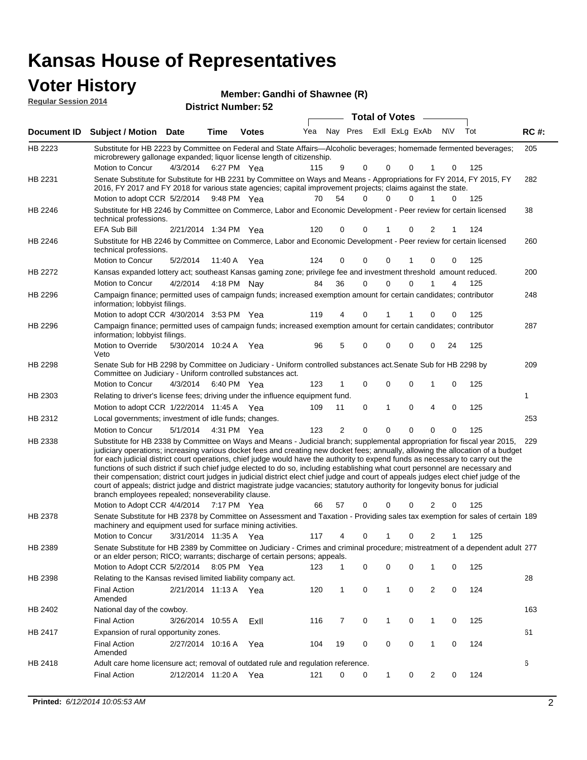# Kansas House of Representatives

## Voter History

**Regular Session 2014**

**Member: Gandhi of Shawnee (R)**

**District Number: 52**

| Document ID | Subject / Motion | Date | Time | Votes | Yea | Nay | Pres | ExII | ExLg | ExAb | N\V | Tot | RC #: |
|---|---|---|---|---|---|---|---|---|---|---|---|---|---|
| HB 2223 | Substitute for HB 2223 by Committee on Federal and State Affairs—Alcoholic beverages; homemade fermented beverages; microbrewery gallonage expanded; liquor license length of citizenship. | | | | | | | | | | | | 205 |
| | Motion to Concur | 4/3/2014 | 6:27 PM | Yea | 115 | 9 | 0 | 0 | 0 | 1 | 0 | 125 | |
| HB 2231 | Senate Substitute for Substitute for HB 2231 by Committee on Ways and Means - Appropriations for FY 2014, FY 2015, FY 2016, FY 2017 and FY 2018 for various state agencies; capital improvement projects; claims against the state. | | | | | | | | | | | | 282 |
| | Motion to adopt CCR | 5/2/2014 | 9:48 PM | Yea | 70 | 54 | 0 | 0 | 0 | 1 | 0 | 125 | |
| HB 2246 | Substitute for HB 2246 by Committee on Commerce, Labor and Economic Development - Peer review for certain licensed technical professions. | | | | | | | | | | | | 38 |
| | EFA Sub Bill | 2/21/2014 | 1:34 PM | Yea | 120 | 0 | 0 | 1 | 0 | 2 | 1 | 124 | |
| HB 2246 | Substitute for HB 2246 by Committee on Commerce, Labor and Economic Development - Peer review for certain licensed technical professions. | | | | | | | | | | | | 260 |
| | Motion to Concur | 5/2/2014 | 11:40 A | Yea | 124 | 0 | 0 | 0 | 1 | 0 | 0 | 125 | |
| HB 2272 | Kansas expanded lottery act; southeast Kansas gaming zone; privilege fee and investment threshold amount reduced. | | | | | | | | | | | | 200 |
| | Motion to Concur | 4/2/2014 | 4:18 PM | Nay | 84 | 36 | 0 | 0 | 0 | 1 | 4 | 125 | |
| HB 2296 | Campaign finance; permitted uses of campaign funds; increased exemption amount for certain candidates; contributor information; lobbyist filings. | | | | | | | | | | | | 248 |
| | Motion to adopt CCR | 4/30/2014 | 3:53 PM | Yea | 119 | 4 | 0 | 1 | 1 | 0 | 0 | 125 | |
| HB 2296 | Campaign finance; permitted uses of campaign funds; increased exemption amount for certain candidates; contributor information; lobbyist filings. | | | | | | | | | | | | 287 |
| | Motion to Override Veto | 5/30/2014 | 10:24 A | Yea | 96 | 5 | 0 | 0 | 0 | 0 | 24 | 125 | |
| HB 2298 | Senate Sub for HB 2298 by Committee on Judiciary - Uniform controlled substances act.Senate Sub for HB 2298 by Committee on Judiciary - Uniform controlled substances act. | | | | | | | | | | | | 209 |
| | Motion to Concur | 4/3/2014 | 6:40 PM | Yea | 123 | 1 | 0 | 0 | 0 | 1 | 0 | 125 | |
| HB 2303 | Relating to driver's license fees; driving under the influence equipment fund. | | | | | | | | | | | | 1 |
| | Motion to adopt CCR | 1/22/2014 | 11:45 A | Yea | 109 | 11 | 0 | 1 | 0 | 4 | 0 | 125 | |
| HB 2312 | Local governments; investment of idle funds; changes. | | | | | | | | | | | | 253 |
| | Motion to Concur | 5/1/2014 | 4:31 PM | Yea | 123 | 2 | 0 | 0 | 0 | 0 | 0 | 125 | |
| HB 2338 | Substitute for HB 2338 by Committee on Ways and Means - Judicial branch; supplemental appropriation for fiscal year 2015, judiciary operations; increasing various docket fees and creating new docket fees; annually, allowing the allocation of a budget for each judicial district court operations, chief judge would have the authority to expend funds as necessary to carry out the functions of such district if such chief judge elected to do so, including establishing what court personnel are necessary and their compensation; district court judges in judicial district elect chief judge and court of appeals judges elect chief judge of the court of appeals; district judge and district magistrate judge vacancies; statutory authority for longevity bonus for judicial branch employees repealed; nonseverability clause. | | | | | | | | | | | | 229 |
| | Motion to Adopt CCR | 4/4/2014 | 7:17 PM | Yea | 66 | 57 | 0 | 0 | 0 | 2 | 0 | 125 | |
| HB 2378 | Senate Substitute for HB 2378 by Committee on Assessment and Taxation - Providing sales tax exemption for sales of certain machinery and equipment used for surface mining activities. | | | | | | | | | | | | 189 |
| | Motion to Concur | 3/31/2014 | 11:35 A | Yea | 117 | 4 | 0 | 1 | 0 | 2 | 1 | 125 | |
| HB 2389 | Senate Substitute for HB 2389 by Committee on Judiciary - Crimes and criminal procedure; mistreatment of a dependent adult or an elder person; RICO; warrants; discharge of certain persons; appeals. | | | | | | | | | | | | 277 |
| | Motion to Adopt CCR | 5/2/2014 | 8:05 PM | Yea | 123 | 1 | 0 | 0 | 0 | 1 | 0 | 125 | |
| HB 2398 | Relating to the Kansas revised limited liability company act. | | | | | | | | | | | | 28 |
| | Final Action Amended | 2/21/2014 | 11:13 A | Yea | 120 | 1 | 0 | 1 | 0 | 2 | 0 | 124 | |
| HB 2402 | National day of the cowboy. | | | | | | | | | | | | 163 |
| | Final Action | 3/26/2014 | 10:55 A | ExII | 116 | 7 | 0 | 1 | 0 | 1 | 0 | 125 | |
| HB 2417 | Expansion of rural opportunity zones. | | | | | | | | | | | | 61 |
| | Final Action Amended | 2/27/2014 | 10:16 A | Yea | 104 | 19 | 0 | 0 | 0 | 1 | 0 | 124 | |
| HB 2418 | Adult care home licensure act; removal of outdated rule and regulation reference. | | | | | | | | | | | | 6 |
| | Final Action | 2/12/2014 | 11:20 A | Yea | 121 | 0 | 0 | 1 | 0 | 2 | 0 | 124 | |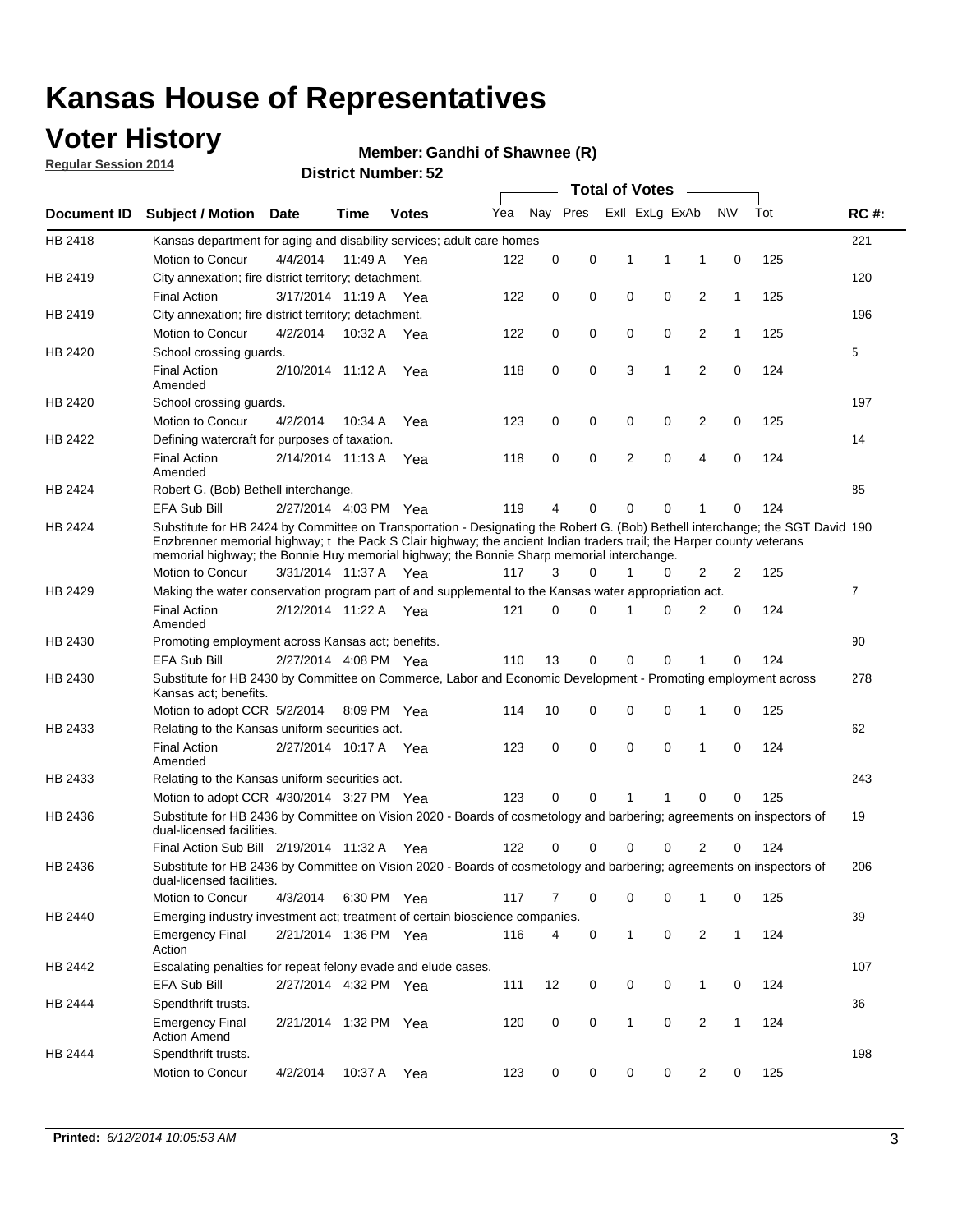# Kansas House of Representatives

## Voter History

**Regular Session 2014**

**Member: Gandhi of Shawnee (R)**

**District Number: 52**

| Document ID | Subject / Motion | Date | Time | Votes | Yea | Nay | Pres | ExII | ExLg | ExAb | N\V | Tot | RC #: |
|---|---|---|---|---|---|---|---|---|---|---|---|---|---|
| HB 2418 | Kansas department for aging and disability services; adult care homes | | | | | | | | | | | | 221 |
| | Motion to Concur | 4/4/2014 | 11:49 A | Yea | 122 | 0 | 0 | 1 | 1 | 1 | 0 | 125 | |
| HB 2419 | City annexation; fire district territory; detachment. | | | | | | | | | | | | 120 |
| | Final Action | 3/17/2014 | 11:19 A | Yea | 122 | 0 | 0 | 0 | 0 | 2 | 1 | 125 | |
| HB 2419 | City annexation; fire district territory; detachment. | | | | | | | | | | | | 196 |
| | Motion to Concur | 4/2/2014 | 10:32 A | Yea | 122 | 0 | 0 | 0 | 0 | 2 | 1 | 125 | |
| HB 2420 | School crossing guards. | | | | | | | | | | | | 5 |
| | Final Action Amended | 2/10/2014 | 11:12 A | Yea | 118 | 0 | 0 | 3 | 1 | 2 | 0 | 124 | |
| HB 2420 | School crossing guards. | | | | | | | | | | | | 197 |
| | Motion to Concur | 4/2/2014 | 10:34 A | Yea | 123 | 0 | 0 | 0 | 0 | 2 | 0 | 125 | |
| HB 2422 | Defining watercraft for purposes of taxation. | | | | | | | | | | | | 14 |
| | Final Action Amended | 2/14/2014 | 11:13 A | Yea | 118 | 0 | 0 | 2 | 0 | 4 | 0 | 124 | |
| HB 2424 | Robert G. (Bob) Bethell interchange. | | | | | | | | | | | | 85 |
| | EFA Sub Bill | 2/27/2014 | 4:03 PM | Yea | 119 | 4 | 0 | 0 | 0 | 1 | 0 | 124 | |
| HB 2424 | Substitute for HB 2424 by Committee on Transportation - Designating the Robert G. (Bob) Bethell interchange; the SGT David Enzbrenner memorial highway; t the Pack S Clair highway; the ancient Indian traders trail; the Harper county veterans memorial highway; the Bonnie Huy memorial highway; the Bonnie Sharp memorial interchange. | | | | | | | | | | | | 190 |
| | Motion to Concur | 3/31/2014 | 11:37 A | Yea | 117 | 3 | 0 | 1 | 0 | 2 | 2 | 125 | |
| HB 2429 | Making the water conservation program part of and supplemental to the Kansas water appropriation act. | | | | | | | | | | | | 7 |
| | Final Action Amended | 2/12/2014 | 11:22 A | Yea | 121 | 0 | 0 | 1 | 0 | 2 | 0 | 124 | |
| HB 2430 | Promoting employment across Kansas act; benefits. | | | | | | | | | | | | 90 |
| | EFA Sub Bill | 2/27/2014 | 4:08 PM | Yea | 110 | 13 | 0 | 0 | 0 | 1 | 0 | 124 | |
| HB 2430 | Substitute for HB 2430 by Committee on Commerce, Labor and Economic Development - Promoting employment across Kansas act; benefits. | | | | | | | | | | | | 278 |
| | Motion to adopt CCR | 5/2/2014 | 8:09 PM | Yea | 114 | 10 | 0 | 0 | 0 | 1 | 0 | 125 | |
| HB 2433 | Relating to the Kansas uniform securities act. | | | | | | | | | | | | 62 |
| | Final Action Amended | 2/27/2014 | 10:17 A | Yea | 123 | 0 | 0 | 0 | 0 | 1 | 0 | 124 | |
| HB 2433 | Relating to the Kansas uniform securities act. | | | | | | | | | | | | 243 |
| | Motion to adopt CCR | 4/30/2014 | 3:27 PM | Yea | 123 | 0 | 0 | 1 | 1 | 0 | 0 | 125 | |
| HB 2436 | Substitute for HB 2436 by Committee on Vision 2020 - Boards of cosmetology and barbering; agreements on inspectors of dual-licensed facilities. | | | | | | | | | | | | 19 |
| | Final Action Sub Bill | 2/19/2014 | 11:32 A | Yea | 122 | 0 | 0 | 0 | 0 | 2 | 0 | 124 | |
| HB 2436 | Substitute for HB 2436 by Committee on Vision 2020 - Boards of cosmetology and barbering; agreements on inspectors of dual-licensed facilities. | | | | | | | | | | | | 206 |
| | Motion to Concur | 4/3/2014 | 6:30 PM | Yea | 117 | 7 | 0 | 0 | 0 | 1 | 0 | 125 | |
| HB 2440 | Emerging industry investment act; treatment of certain bioscience companies. | | | | | | | | | | | | 39 |
| | Emergency Final Action | 2/21/2014 | 1:36 PM | Yea | 116 | 4 | 0 | 1 | 0 | 2 | 1 | 124 | |
| HB 2442 | Escalating penalties for repeat felony evade and elude cases. | | | | | | | | | | | | 107 |
| | EFA Sub Bill | 2/27/2014 | 4:32 PM | Yea | 111 | 12 | 0 | 0 | 0 | 1 | 0 | 124 | |
| HB 2444 | Spendthrift trusts. | | | | | | | | | | | | 36 |
| | Emergency Final Action Amend | 2/21/2014 | 1:32 PM | Yea | 120 | 0 | 0 | 1 | 0 | 2 | 1 | 124 | |
| HB 2444 | Spendthrift trusts. | | | | | | | | | | | | 198 |
| | Motion to Concur | 4/2/2014 | 10:37 A | Yea | 123 | 0 | 0 | 0 | 0 | 2 | 0 | 125 | |

**Printed:** *6/12/2014 10:05:53 AM*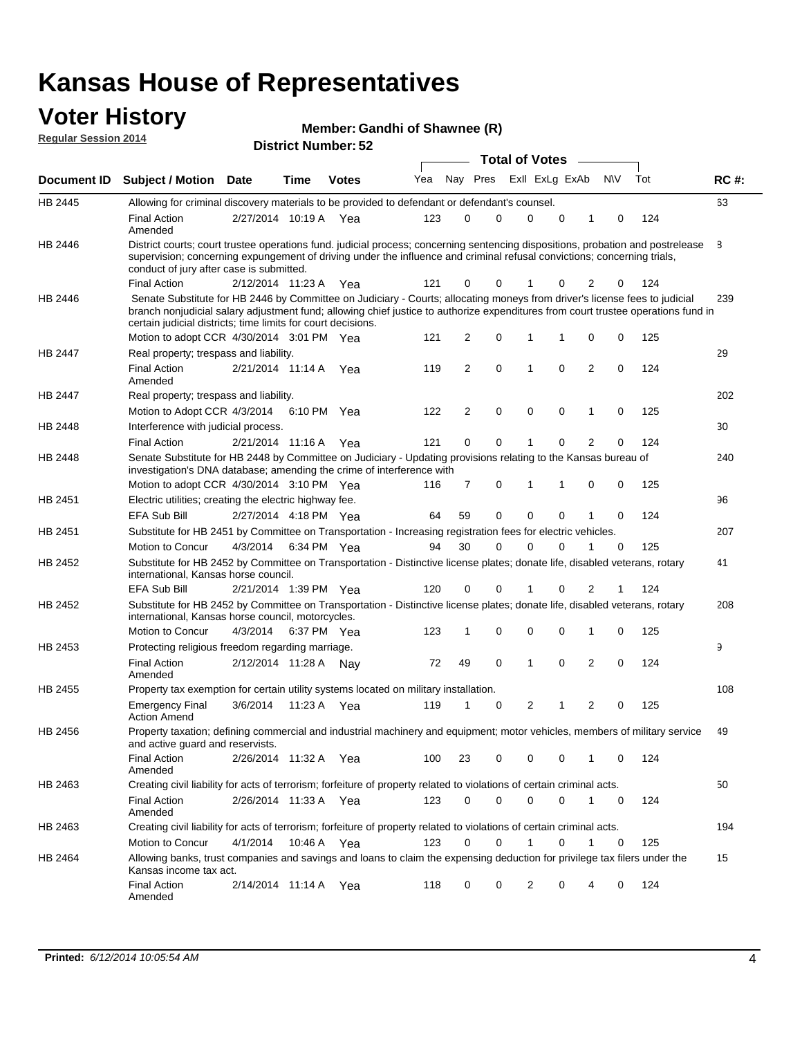# Kansas House of Representatives

## Voter History

**Regular Session 2014**

**Member: Gandhi of Shawnee (R)**

**District Number: 52**

| Document ID | Subject / Motion | Date | Time | Votes | Yea | Nay | Pres | ExII | ExLg | ExAb | N\V | Tot | RC #: |
|---|---|---|---|---|---|---|---|---|---|---|---|---|---|
| HB 2445 | Allowing for criminal discovery materials to be provided to defendant or defendant's counsel. | | | | | | | | | | | | 63 |
| | Final Action Amended | 2/27/2014 | 10:19 A | Yea | 123 | 0 | 0 | 0 | 0 | 1 | 0 | 124 | |
| HB 2446 | District courts; court trustee operations fund. judicial process; concerning sentencing dispositions, probation and postrelease supervision; concerning expungement of driving under the influence and criminal refusal convictions; concerning trials, conduct of jury after case is submitted. | | | | | | | | | | | | 8 |
| | Final Action | 2/12/2014 | 11:23 A | Yea | 121 | 0 | 0 | 1 | 0 | 2 | 0 | 124 | |
| HB 2446 | Senate Substitute for HB 2446 by Committee on Judiciary - Courts; allocating moneys from driver's license fees to judicial branch nonjudicial salary adjustment fund; allowing chief justice to authorize expenditures from court trustee operations fund in certain judicial districts; time limits for court decisions. | | | | | | | | | | | | 239 |
| | Motion to adopt CCR | 4/30/2014 | 3:01 PM | Yea | 121 | 2 | 0 | 1 | 1 | 0 | 0 | 125 | |
| HB 2447 | Real property; trespass and liability. | | | | | | | | | | | | 29 |
| | Final Action Amended | 2/21/2014 | 11:14 A | Yea | 119 | 2 | 0 | 1 | 0 | 2 | 0 | 124 | |
| HB 2447 | Real property; trespass and liability. | | | | | | | | | | | | 202 |
| | Motion to Adopt CCR | 4/3/2014 | 6:10 PM | Yea | 122 | 2 | 0 | 0 | 0 | 1 | 0 | 125 | |
| HB 2448 | Interference with judicial process. | | | | | | | | | | | | 30 |
| | Final Action | 2/21/2014 | 11:16 A | Yea | 121 | 0 | 0 | 1 | 0 | 2 | 0 | 124 | |
| HB 2448 | Senate Substitute for HB 2448 by Committee on Judiciary - Updating provisions relating to the Kansas bureau of investigation's DNA database; amending the crime of interference with | | | | | | | | | | | | 240 |
| | Motion to adopt CCR | 4/30/2014 | 3:10 PM | Yea | 116 | 7 | 0 | 1 | 1 | 0 | 0 | 125 | |
| HB 2451 | Electric utilities; creating the electric highway fee. | | | | | | | | | | | | 96 |
| | EFA Sub Bill | 2/27/2014 | 4:18 PM | Yea | 64 | 59 | 0 | 0 | 0 | 1 | 0 | 124 | |
| HB 2451 | Substitute for HB 2451 by Committee on Transportation - Increasing registration fees for electric vehicles. | | | | | | | | | | | | 207 |
| | Motion to Concur | 4/3/2014 | 6:34 PM | Yea | 94 | 30 | 0 | 0 | 0 | 1 | 0 | 125 | |
| HB 2452 | Substitute for HB 2452 by Committee on Transportation - Distinctive license plates; donate life, disabled veterans, rotary international, Kansas horse council. | | | | | | | | | | | | 41 |
| | EFA Sub Bill | 2/21/2014 | 1:39 PM | Yea | 120 | 0 | 0 | 1 | 0 | 2 | 1 | 124 | |
| HB 2452 | Substitute for HB 2452 by Committee on Transportation - Distinctive license plates; donate life, disabled veterans, rotary international, Kansas horse council, motorcycles. | | | | | | | | | | | | 208 |
| | Motion to Concur | 4/3/2014 | 6:37 PM | Yea | 123 | 1 | 0 | 0 | 0 | 1 | 0 | 125 | |
| HB 2453 | Protecting religious freedom regarding marriage. | | | | | | | | | | | | 9 |
| | Final Action Amended | 2/12/2014 | 11:28 A | Nay | 72 | 49 | 0 | 1 | 0 | 2 | 0 | 124 | |
| HB 2455 | Property tax exemption for certain utility systems located on military installation. | | | | | | | | | | | | 108 |
| | Emergency Final Action Amend | 3/6/2014 | 11:23 A | Yea | 119 | 1 | 0 | 2 | 1 | 2 | 0 | 125 | |
| HB 2456 | Property taxation; defining commercial and industrial machinery and equipment; motor vehicles, members of military service and active guard and reservists. | | | | | | | | | | | | 49 |
| | Final Action Amended | 2/26/2014 | 11:32 A | Yea | 100 | 23 | 0 | 0 | 0 | 1 | 0 | 124 | |
| HB 2463 | Creating civil liability for acts of terrorism; forfeiture of property related to violations of certain criminal acts. | | | | | | | | | | | | 50 |
| | Final Action Amended | 2/26/2014 | 11:33 A | Yea | 123 | 0 | 0 | 0 | 0 | 1 | 0 | 124 | |
| HB 2463 | Creating civil liability for acts of terrorism; forfeiture of property related to violations of certain criminal acts. | | | | | | | | | | | | 194 |
| | Motion to Concur | 4/1/2014 | 10:46 A | Yea | 123 | 0 | 0 | 1 | 0 | 1 | 0 | 125 | |
| HB 2464 | Allowing banks, trust companies and savings and loans to claim the expensing deduction for privilege tax filers under the Kansas income tax act. | | | | | | | | | | | | 15 |
| | Final Action Amended | 2/14/2014 | 11:14 A | Yea | 118 | 0 | 0 | 2 | 0 | 4 | 0 | 124 | |

**Printed:** *6/12/2014 10:05:54 AM*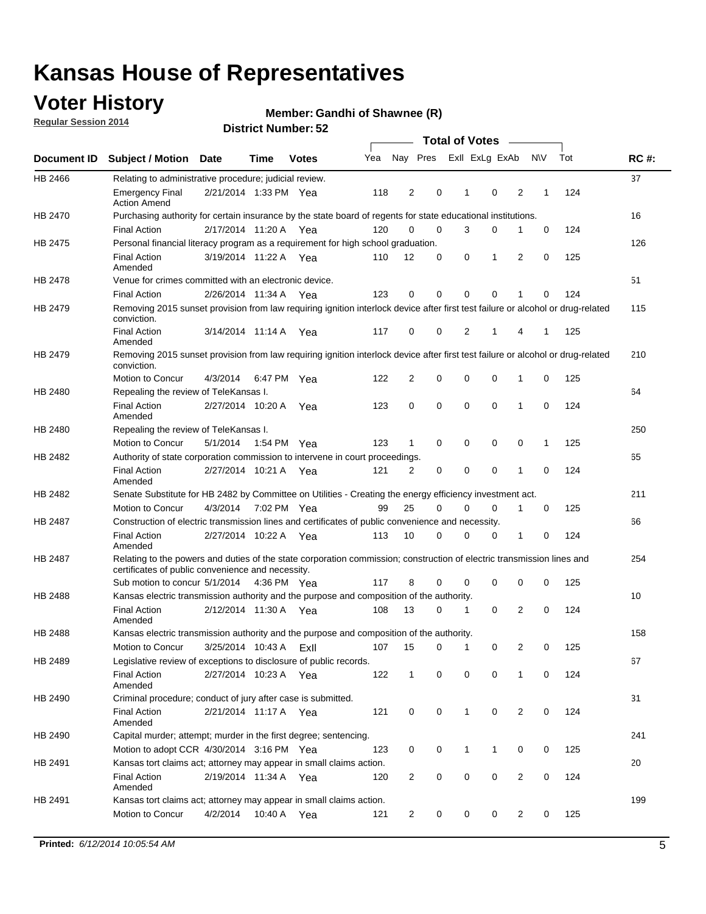# Kansas House of Representatives

## Voter History

**Regular Session 2014**

**Member: Gandhi of Shawnee (R)**

**District Number: 52**

| Document ID | Subject / Motion | Date | Time | Votes | Yea | Nay | Pres | ExII | ExLg | ExAb | N\V | Tot | RC #: |
|---|---|---|---|---|---|---|---|---|---|---|---|---|---|
| HB 2466 | Relating to administrative procedure; judicial review. | | | | | | | | | | | | 37 |
| | Emergency Final Action Amend | 2/21/2014 | 1:33 PM | Yea | 118 | 2 | 0 | 1 | 0 | 2 | 1 | 124 | |
| HB 2470 | Purchasing authority for certain insurance by the state board of regents for state educational institutions. | | | | | | | | | | | | 16 |
| | Final Action | 2/17/2014 | 11:20 A | Yea | 120 | 0 | 0 | 3 | 0 | 1 | 0 | 124 | |
| HB 2475 | Personal financial literacy program as a requirement for high school graduation. | | | | | | | | | | | | 126 |
| | Final Action Amended | 3/19/2014 | 11:22 A | Yea | 110 | 12 | 0 | 0 | 1 | 2 | 0 | 125 | |
| HB 2478 | Venue for crimes committed with an electronic device. | | | | | | | | | | | | 51 |
| | Final Action | 2/26/2014 | 11:34 A | Yea | 123 | 0 | 0 | 0 | 0 | 1 | 0 | 124 | |
| HB 2479 | Removing 2015 sunset provision from law requiring ignition interlock device after first test failure or alcohol or drug-related conviction. | | | | | | | | | | | | 115 |
| | Final Action Amended | 3/14/2014 | 11:14 A | Yea | 117 | 0 | 0 | 2 | 1 | 4 | 1 | 125 | |
| HB 2479 | Removing 2015 sunset provision from law requiring ignition interlock device after first test failure or alcohol or drug-related conviction. | | | | | | | | | | | | 210 |
| | Motion to Concur | 4/3/2014 | 6:47 PM | Yea | 122 | 2 | 0 | 0 | 0 | 1 | 0 | 125 | |
| HB 2480 | Repealing the review of TeleKansas I. | | | | | | | | | | | | 64 |
| | Final Action Amended | 2/27/2014 | 10:20 A | Yea | 123 | 0 | 0 | 0 | 0 | 1 | 0 | 124 | |
| HB 2480 | Repealing the review of TeleKansas I. | | | | | | | | | | | | 250 |
| | Motion to Concur | 5/1/2014 | 1:54 PM | Yea | 123 | 1 | 0 | 0 | 0 | 0 | 1 | 125 | |
| HB 2482 | Authority of state corporation commission to intervene in court proceedings. | | | | | | | | | | | | 65 |
| | Final Action Amended | 2/27/2014 | 10:21 A | Yea | 121 | 2 | 0 | 0 | 0 | 1 | 0 | 124 | |
| HB 2482 | Senate Substitute for HB 2482 by Committee on Utilities - Creating the energy efficiency investment act. | | | | | | | | | | | | 211 |
| | Motion to Concur | 4/3/2014 | 7:02 PM | Yea | 99 | 25 | 0 | 0 | 0 | 1 | 0 | 125 | |
| HB 2487 | Construction of electric transmission lines and certificates of public convenience and necessity. | | | | | | | | | | | | 66 |
| | Final Action Amended | 2/27/2014 | 10:22 A | Yea | 113 | 10 | 0 | 0 | 0 | 1 | 0 | 124 | |
| HB 2487 | Relating to the powers and duties of the state corporation commission; construction of electric transmission lines and certificates of public convenience and necessity. | | | | | | | | | | | | 254 |
| | Sub motion to concur | 5/1/2014 | 4:36 PM | Yea | 117 | 8 | 0 | 0 | 0 | 0 | 0 | 125 | |
| HB 2488 | Kansas electric transmission authority and the purpose and composition of the authority. | | | | | | | | | | | | 10 |
| | Final Action Amended | 2/12/2014 | 11:30 A | Yea | 108 | 13 | 0 | 1 | 0 | 2 | 0 | 124 | |
| HB 2488 | Kansas electric transmission authority and the purpose and composition of the authority. | | | | | | | | | | | | 158 |
| | Motion to Concur | 3/25/2014 | 10:43 A | ExII | 107 | 15 | 0 | 1 | 0 | 2 | 0 | 125 | |
| HB 2489 | Legislative review of exceptions to disclosure of public records. | | | | | | | | | | | | 67 |
| | Final Action Amended | 2/27/2014 | 10:23 A | Yea | 122 | 1 | 0 | 0 | 0 | 1 | 0 | 124 | |
| HB 2490 | Criminal procedure; conduct of jury after case is submitted. | | | | | | | | | | | | 31 |
| | Final Action Amended | 2/21/2014 | 11:17 A | Yea | 121 | 0 | 0 | 1 | 0 | 2 | 0 | 124 | |
| HB 2490 | Capital murder; attempt; murder in the first degree; sentencing. | | | | | | | | | | | | 241 |
| | Motion to adopt CCR | 4/30/2014 | 3:16 PM | Yea | 123 | 0 | 0 | 1 | 1 | 0 | 0 | 125 | |
| HB 2491 | Kansas tort claims act; attorney may appear in small claims action. | | | | | | | | | | | | 20 |
| | Final Action Amended | 2/19/2014 | 11:34 A | Yea | 120 | 2 | 0 | 0 | 0 | 2 | 0 | 124 | |
| HB 2491 | Kansas tort claims act; attorney may appear in small claims action. | | | | | | | | | | | | 199 |
| | Motion to Concur | 4/2/2014 | 10:40 A | Yea | 121 | 2 | 0 | 0 | 0 | 2 | 0 | 125 | |

**Printed:** *6/12/2014 10:05:54 AM*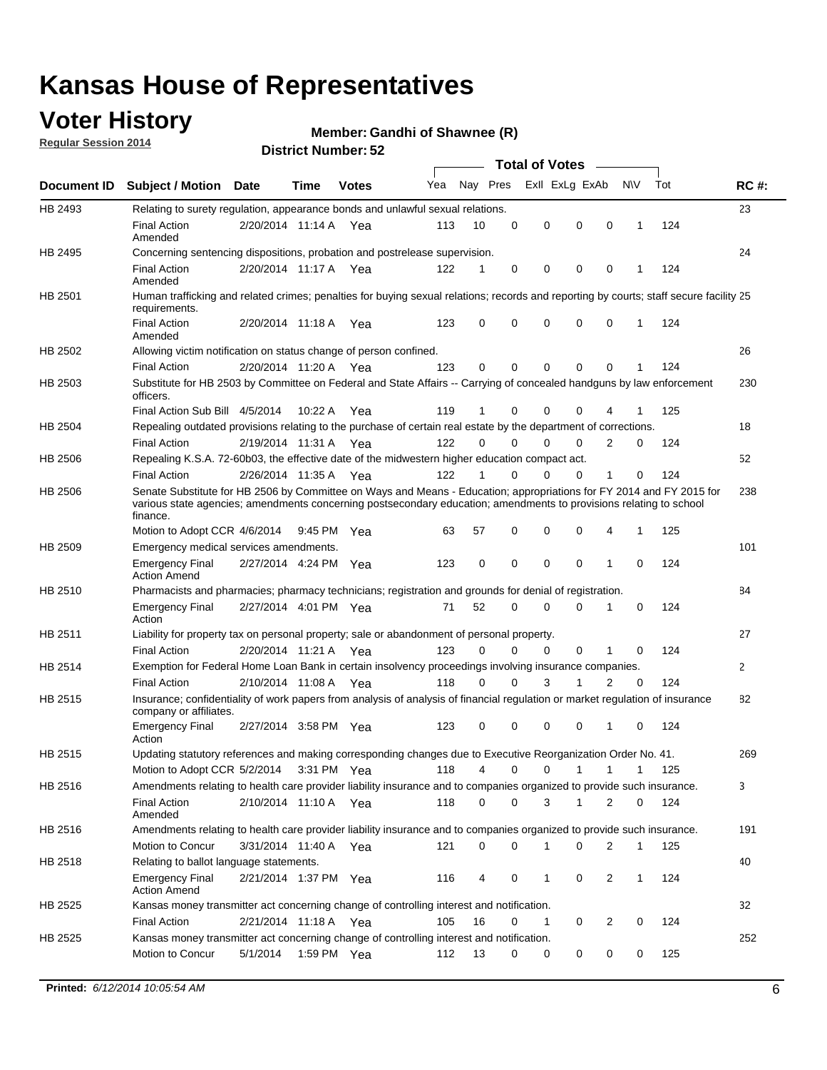# Kansas House of Representatives

## Voter History

**Regular Session 2014**

**Member: Gandhi of Shawnee (R)**

**District Number: 52**

| Document ID | Subject / Motion | Date | Time | Votes | Yea | Nay | Pres | ExII | ExLg | ExAb | N\V | Tot | RC #: |
|---|---|---|---|---|---|---|---|---|---|---|---|---|---|
| HB 2493 | Relating to surety regulation, appearance bonds and unlawful sexual relations. | | | | | | | | | | | | 23 |
| | Final Action Amended | 2/20/2014 | 11:14 A | Yea | 113 | 10 | 0 | 0 | 0 | 0 | 1 | 124 | |
| HB 2495 | Concerning sentencing dispositions, probation and postrelease supervision. | | | | | | | | | | | | 24 |
| | Final Action Amended | 2/20/2014 | 11:17 A | Yea | 122 | 1 | 0 | 0 | 0 | 0 | 1 | 124 | |
| HB 2501 | Human trafficking and related crimes; penalties for buying sexual relations; records and reporting by courts; staff secure facility requirements. | | | | | | | | | | | | 25 |
| | Final Action Amended | 2/20/2014 | 11:18 A | Yea | 123 | 0 | 0 | 0 | 0 | 0 | 1 | 124 | |
| HB 2502 | Allowing victim notification on status change of person confined. | | | | | | | | | | | | 26 |
| | Final Action | 2/20/2014 | 11:20 A | Yea | 123 | 0 | 0 | 0 | 0 | 0 | 1 | 124 | |
| HB 2503 | Substitute for HB 2503 by Committee on Federal and State Affairs -- Carrying of concealed handguns by law enforcement officers. | | | | | | | | | | | | 230 |
| | Final Action Sub Bill | 4/5/2014 | 10:22 A | Yea | 119 | 1 | 0 | 0 | 0 | 4 | 1 | 125 | |
| HB 2504 | Repealing outdated provisions relating to the purchase of certain real estate by the department of corrections. | | | | | | | | | | | | 18 |
| | Final Action | 2/19/2014 | 11:31 A | Yea | 122 | 0 | 0 | 0 | 0 | 2 | 0 | 124 | |
| HB 2506 | Repealing K.S.A. 72-60b03, the effective date of the midwestern higher education compact act. | | | | | | | | | | | | 52 |
| | Final Action | 2/26/2014 | 11:35 A | Yea | 122 | 1 | 0 | 0 | 0 | 1 | 0 | 124 | |
| HB 2506 | Senate Substitute for HB 2506 by Committee on Ways and Means - Education; appropriations for FY 2014 and FY 2015 for various state agencies; amendments concerning postsecondary education; amendments to provisions relating to school finance. | | | | | | | | | | | | 238 |
| | Motion to Adopt CCR | 4/6/2014 | 9:45 PM | Yea | 63 | 57 | 0 | 0 | 0 | 4 | 1 | 125 | |
| HB 2509 | Emergency medical services amendments. | | | | | | | | | | | | 101 |
| | Emergency Final Action Amend | 2/27/2014 | 4:24 PM | Yea | 123 | 0 | 0 | 0 | 0 | 1 | 0 | 124 | |
| HB 2510 | Pharmacists and pharmacies; pharmacy technicians; registration and grounds for denial of registration. | | | | | | | | | | | | 84 |
| | Emergency Final Action | 2/27/2014 | 4:01 PM | Yea | 71 | 52 | 0 | 0 | 0 | 1 | 0 | 124 | |
| HB 2511 | Liability for property tax on personal property; sale or abandonment of personal property. | | | | | | | | | | | | 27 |
| | Final Action | 2/20/2014 | 11:21 A | Yea | 123 | 0 | 0 | 0 | 0 | 1 | 0 | 124 | |
| HB 2514 | Exemption for Federal Home Loan Bank in certain insolvency proceedings involving insurance companies. | | | | | | | | | | | | 2 |
| | Final Action | 2/10/2014 | 11:08 A | Yea | 118 | 0 | 0 | 3 | 1 | 2 | 0 | 124 | |
| HB 2515 | Insurance; confidentiality of work papers from analysis of analysis of financial regulation or market regulation of insurance company or affiliates. | | | | | | | | | | | | 82 |
| | Emergency Final Action | 2/27/2014 | 3:58 PM | Yea | 123 | 0 | 0 | 0 | 0 | 1 | 0 | 124 | |
| HB 2515 | Updating statutory references and making corresponding changes due to Executive Reorganization Order No. 41. | | | | | | | | | | | | 269 |
| | Motion to Adopt CCR | 5/2/2014 | 3:31 PM | Yea | 118 | 4 | 0 | 0 | 1 | 1 | 1 | 125 | |
| HB 2516 | Amendments relating to health care provider liability insurance and to companies organized to provide such insurance. | | | | | | | | | | | | 3 |
| | Final Action Amended | 2/10/2014 | 11:10 A | Yea | 118 | 0 | 0 | 3 | 1 | 2 | 0 | 124 | |
| HB 2516 | Amendments relating to health care provider liability insurance and to companies organized to provide such insurance. | | | | | | | | | | | | 191 |
| | Motion to Concur | 3/31/2014 | 11:40 A | Yea | 121 | 0 | 0 | 1 | 0 | 2 | 1 | 125 | |
| HB 2518 | Relating to ballot language statements. | | | | | | | | | | | | 40 |
| | Emergency Final Action Amend | 2/21/2014 | 1:37 PM | Yea | 116 | 4 | 0 | 1 | 0 | 2 | 1 | 124 | |
| HB 2525 | Kansas money transmitter act concerning change of controlling interest and notification. | | | | | | | | | | | | 32 |
| | Final Action | 2/21/2014 | 11:18 A | Yea | 105 | 16 | 0 | 1 | 0 | 2 | 0 | 124 | |
| HB 2525 | Kansas money transmitter act concerning change of controlling interest and notification. | | | | | | | | | | | | 252 |
| | Motion to Concur | 5/1/2014 | 1:59 PM | Yea | 112 | 13 | 0 | 0 | 0 | 0 | 0 | 125 | |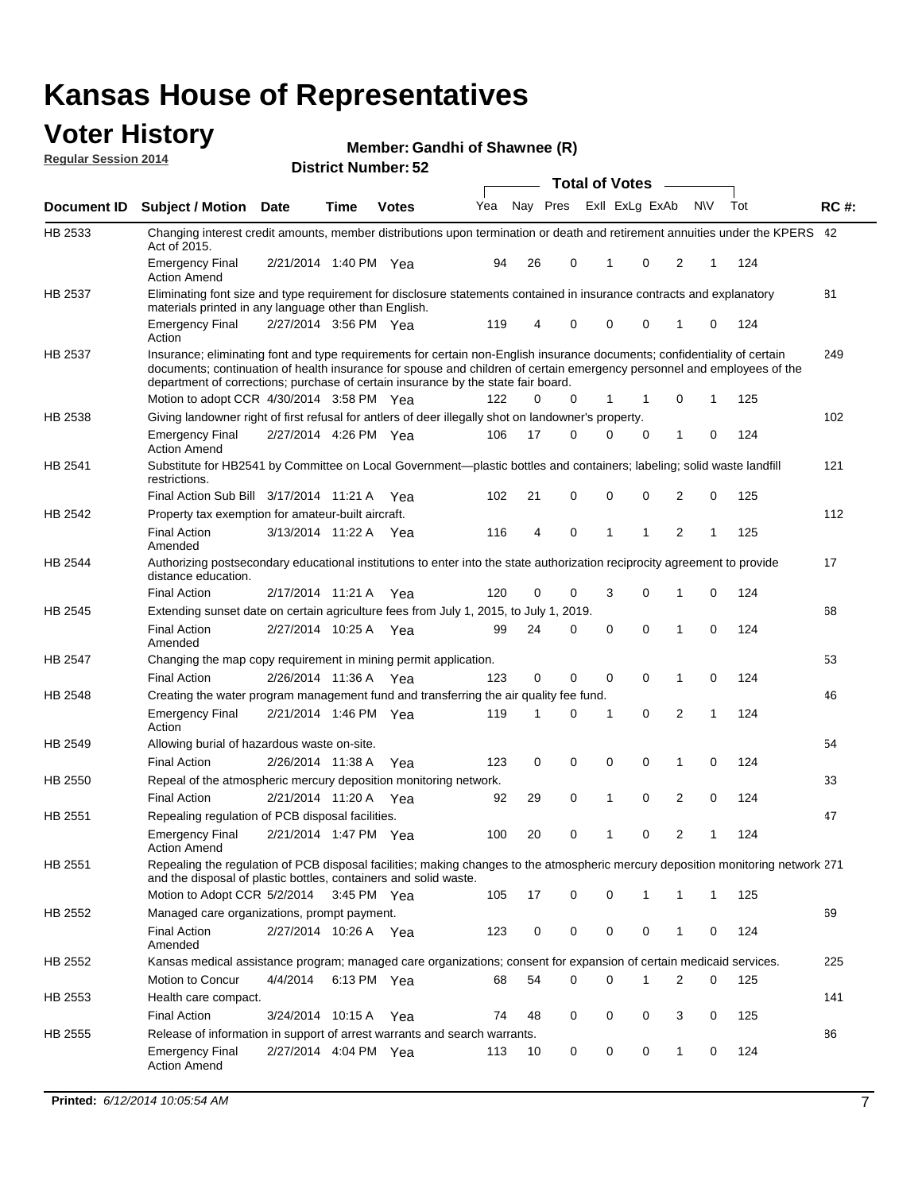# Kansas House of Representatives

## Voter History

**Regular Session 2014**

**Member: Gandhi of Shawnee (R)**

**District Number: 52**

| Document ID | Subject / Motion | Date | Time | Votes | Yea | Nay | Pres | ExII | ExLg | ExAb | N\V | Tot | RC #: |
|---|---|---|---|---|---|---|---|---|---|---|---|---|---|
| HB 2533 | Changing interest credit amounts, member distributions upon termination or death and retirement annuities under the KPERS Act of 2015. | | | | | | | | | | | | 42 |
| | Emergency Final Action Amend | 2/21/2014 | 1:40 PM | Yea | 94 | 26 | 0 | 1 | 0 | 2 | 1 | 124 | |
| HB 2537 | Eliminating font size and type requirement for disclosure statements contained in insurance contracts and explanatory materials printed in any language other than English. | | | | | | | | | | | | 81 |
| | Emergency Final Action | 2/27/2014 | 3:56 PM | Yea | 119 | 4 | 0 | 0 | 0 | 1 | 0 | 124 | |
| HB 2537 | Insurance; eliminating font and type requirements for certain non-English insurance documents; confidentiality of certain documents; continuation of health insurance for spouse and children of certain emergency personnel and employees of the department of corrections; purchase of certain insurance by the state fair board. | | | | | | | | | | | | 249 |
| | Motion to adopt CCR | 4/30/2014 | 3:58 PM | Yea | 122 | 0 | 0 | 1 | 1 | 0 | 1 | 125 | |
| HB 2538 | Giving landowner right of first refusal for antlers of deer illegally shot on landowner's property. | | | | | | | | | | | | 102 |
| | Emergency Final Action Amend | 2/27/2014 | 4:26 PM | Yea | 106 | 17 | 0 | 0 | 0 | 1 | 0 | 124 | |
| HB 2541 | Substitute for HB2541 by Committee on Local Government—plastic bottles and containers; labeling; solid waste landfill restrictions. | | | | | | | | | | | | 121 |
| | Final Action Sub Bill | 3/17/2014 | 11:21 A | Yea | 102 | 21 | 0 | 0 | 0 | 2 | 0 | 125 | |
| HB 2542 | Property tax exemption for amateur-built aircraft. | | | | | | | | | | | | 112 |
| | Final Action Amended | 3/13/2014 | 11:22 A | Yea | 116 | 4 | 0 | 1 | 1 | 2 | 1 | 125 | |
| HB 2544 | Authorizing postsecondary educational institutions to enter into the state authorization reciprocity agreement to provide distance education. | | | | | | | | | | | | 17 |
| | Final Action | 2/17/2014 | 11:21 A | Yea | 120 | 0 | 0 | 3 | 0 | 1 | 0 | 124 | |
| HB 2545 | Extending sunset date on certain agriculture fees from July 1, 2015, to July 1, 2019. | | | | | | | | | | | | 68 |
| | Final Action Amended | 2/27/2014 | 10:25 A | Yea | 99 | 24 | 0 | 0 | 0 | 1 | 0 | 124 | |
| HB 2547 | Changing the map copy requirement in mining permit application. | | | | | | | | | | | | 53 |
| | Final Action | 2/26/2014 | 11:36 A | Yea | 123 | 0 | 0 | 0 | 0 | 1 | 0 | 124 | |
| HB 2548 | Creating the water program management fund and transferring the air quality fee fund. | | | | | | | | | | | | 46 |
| | Emergency Final Action | 2/21/2014 | 1:46 PM | Yea | 119 | 1 | 0 | 1 | 0 | 2 | 1 | 124 | |
| HB 2549 | Allowing burial of hazardous waste on-site. | | | | | | | | | | | | 54 |
| | Final Action | 2/26/2014 | 11:38 A | Yea | 123 | 0 | 0 | 0 | 0 | 1 | 0 | 124 | |
| HB 2550 | Repeal of the atmospheric mercury deposition monitoring network. | | | | | | | | | | | | 33 |
| | Final Action | 2/21/2014 | 11:20 A | Yea | 92 | 29 | 0 | 1 | 0 | 2 | 0 | 124 | |
| HB 2551 | Repealing regulation of PCB disposal facilities. | | | | | | | | | | | | 47 |
| | Emergency Final Action Amend | 2/21/2014 | 1:47 PM | Yea | 100 | 20 | 0 | 1 | 0 | 2 | 1 | 124 | |
| HB 2551 | Repealing the regulation of PCB disposal facilities; making changes to the atmospheric mercury deposition monitoring network and the disposal of plastic bottles, containers and solid waste. | | | | | | | | | | | | 271 |
| | Motion to Adopt CCR | 5/2/2014 | 3:45 PM | Yea | 105 | 17 | 0 | 0 | 1 | 1 | 1 | 125 | |
| HB 2552 | Managed care organizations, prompt payment. | | | | | | | | | | | | 69 |
| | Final Action Amended | 2/27/2014 | 10:26 A | Yea | 123 | 0 | 0 | 0 | 0 | 1 | 0 | 124 | |
| HB 2552 | Kansas medical assistance program; managed care organizations; consent for expansion of certain medicaid services. | | | | | | | | | | | | 225 |
| | Motion to Concur | 4/4/2014 | 6:13 PM | Yea | 68 | 54 | 0 | 0 | 1 | 2 | 0 | 125 | |
| HB 2553 | Health care compact. | | | | | | | | | | | | 141 |
| | Final Action | 3/24/2014 | 10:15 A | Yea | 74 | 48 | 0 | 0 | 0 | 3 | 0 | 125 | |
| HB 2555 | Release of information in support of arrest warrants and search warrants. | | | | | | | | | | | | 86 |
| | Emergency Final Action Amend | 2/27/2014 | 4:04 PM | Yea | 113 | 10 | 0 | 0 | 0 | 1 | 0 | 124 | |

**Printed:** 6/12/2014 10:05:54 AM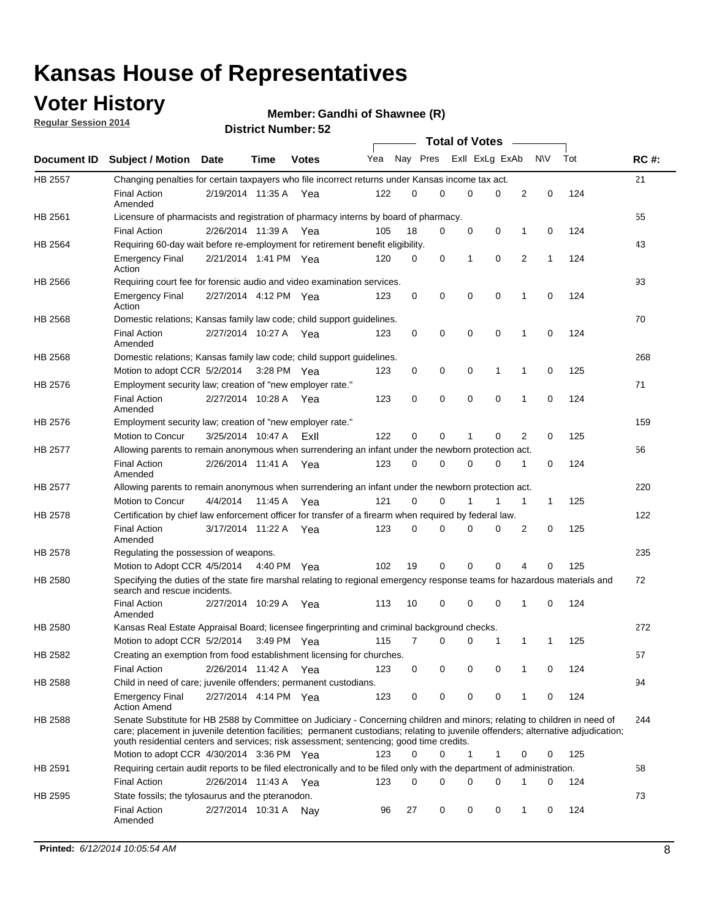# Kansas House of Representatives

## Voter History

**Regular Session 2014**

**Member: Gandhi of Shawnee (R)**

**District Number: 52**

| Document ID | Subject / Motion | Date | Time | Votes | Yea | Nay | Pres | ExII | ExLg | ExAb | N\V | Tot | RC #: |
|---|---|---|---|---|---|---|---|---|---|---|---|---|---|
| HB 2557 | Changing penalties for certain taxpayers who file incorrect returns under Kansas income tax act. | | | | | | | | | | | | 21 |
| | Final Action Amended | 2/19/2014 | 11:35 A | Yea | 122 | 0 | 0 | 0 | 0 | 2 | 0 | 124 | |
| HB 2561 | Licensure of pharmacists and registration of pharmacy interns by board of pharmacy. | | | | | | | | | | | | 55 |
| | Final Action | 2/26/2014 | 11:39 A | Yea | 105 | 18 | 0 | 0 | 0 | 1 | 0 | 124 | |
| HB 2564 | Requiring 60-day wait before re-employment for retirement benefit eligibility. | | | | | | | | | | | | 43 |
| | Emergency Final Action | 2/21/2014 | 1:41 PM | Yea | 120 | 0 | 0 | 1 | 0 | 2 | 1 | 124 | |
| HB 2566 | Requiring court fee for forensic audio and video examination services. | | | | | | | | | | | | 93 |
| | Emergency Final Action | 2/27/2014 | 4:12 PM | Yea | 123 | 0 | 0 | 0 | 0 | 1 | 0 | 124 | |
| HB 2568 | Domestic relations; Kansas family law code; child support guidelines. | | | | | | | | | | | | 70 |
| | Final Action Amended | 2/27/2014 | 10:27 A | Yea | 123 | 0 | 0 | 0 | 0 | 1 | 0 | 124 | |
| HB 2568 | Domestic relations; Kansas family law code; child support guidelines. | | | | | | | | | | | | 268 |
| | Motion to adopt CCR | 5/2/2014 | 3:28 PM | Yea | 123 | 0 | 0 | 0 | 1 | 1 | 0 | 125 | |
| HB 2576 | Employment security law; creation of "new employer rate." | | | | | | | | | | | | 71 |
| | Final Action Amended | 2/27/2014 | 10:28 A | Yea | 123 | 0 | 0 | 0 | 0 | 1 | 0 | 124 | |
| HB 2576 | Employment security law; creation of "new employer rate." | | | | | | | | | | | | 159 |
| | Motion to Concur | 3/25/2014 | 10:47 A | ExII | 122 | 0 | 0 | 1 | 0 | 2 | 0 | 125 | |
| HB 2577 | Allowing parents to remain anonymous when surrendering an infant under the newborn protection act. | | | | | | | | | | | | 56 |
| | Final Action Amended | 2/26/2014 | 11:41 A | Yea | 123 | 0 | 0 | 0 | 0 | 1 | 0 | 124 | |
| HB 2577 | Allowing parents to remain anonymous when surrendering an infant under the newborn protection act. | | | | | | | | | | | | 220 |
| | Motion to Concur | 4/4/2014 | 11:45 A | Yea | 121 | 0 | 0 | 1 | 1 | 1 | 1 | 125 | |
| HB 2578 | Certification by chief law enforcement officer for transfer of a firearm when required by federal law. | | | | | | | | | | | | 122 |
| | Final Action Amended | 3/17/2014 | 11:22 A | Yea | 123 | 0 | 0 | 0 | 0 | 2 | 0 | 125 | |
| HB 2578 | Regulating the possession of weapons. | | | | | | | | | | | | 235 |
| | Motion to Adopt CCR | 4/5/2014 | 4:40 PM | Yea | 102 | 19 | 0 | 0 | 0 | 4 | 0 | 125 | |
| HB 2580 | Specifying the duties of the state fire marshal relating to regional emergency response teams for hazardous materials and search and rescue incidents. | | | | | | | | | | | | 72 |
| | Final Action Amended | 2/27/2014 | 10:29 A | Yea | 113 | 10 | 0 | 0 | 0 | 1 | 0 | 124 | |
| HB 2580 | Kansas Real Estate Appraisal Board; licensee fingerprinting and criminal background checks. | | | | | | | | | | | | 272 |
| | Motion to adopt CCR | 5/2/2014 | 3:49 PM | Yea | 115 | 7 | 0 | 0 | 1 | 1 | 1 | 125 | |
| HB 2582 | Creating an exemption from food establishment licensing for churches. | | | | | | | | | | | | 57 |
| | Final Action | 2/26/2014 | 11:42 A | Yea | 123 | 0 | 0 | 0 | 0 | 1 | 0 | 124 | |
| HB 2588 | Child in need of care; juvenile offenders; permanent custodians. | | | | | | | | | | | | 94 |
| | Emergency Final Action Amend | 2/27/2014 | 4:14 PM | Yea | 123 | 0 | 0 | 0 | 0 | 1 | 0 | 124 | |
| HB 2588 | Senate Substitute for HB 2588 by Committee on Judiciary - Concerning children and minors; relating to children in need of care; placement in juvenile detention facilities; permanent custodians; relating to juvenile offenders; alternative adjudication; youth residential centers and services; risk assessment; sentencing; good time credits. | | | | | | | | | | | | 244 |
| | Motion to adopt CCR | 4/30/2014 | 3:36 PM | Yea | 123 | 0 | 0 | 1 | 1 | 0 | 0 | 125 | |
| HB 2591 | Requiring certain audit reports to be filed electronically and to be filed only with the department of administration. | | | | | | | | | | | | 58 |
| | Final Action | 2/26/2014 | 11:43 A | Yea | 123 | 0 | 0 | 0 | 0 | 1 | 0 | 124 | |
| HB 2595 | State fossils; the tylosaurus and the pteranodon. | | | | | | | | | | | | 73 |
| | Final Action Amended | 2/27/2014 | 10:31 A | Nay | 96 | 27 | 0 | 0 | 0 | 1 | 0 | 124 | |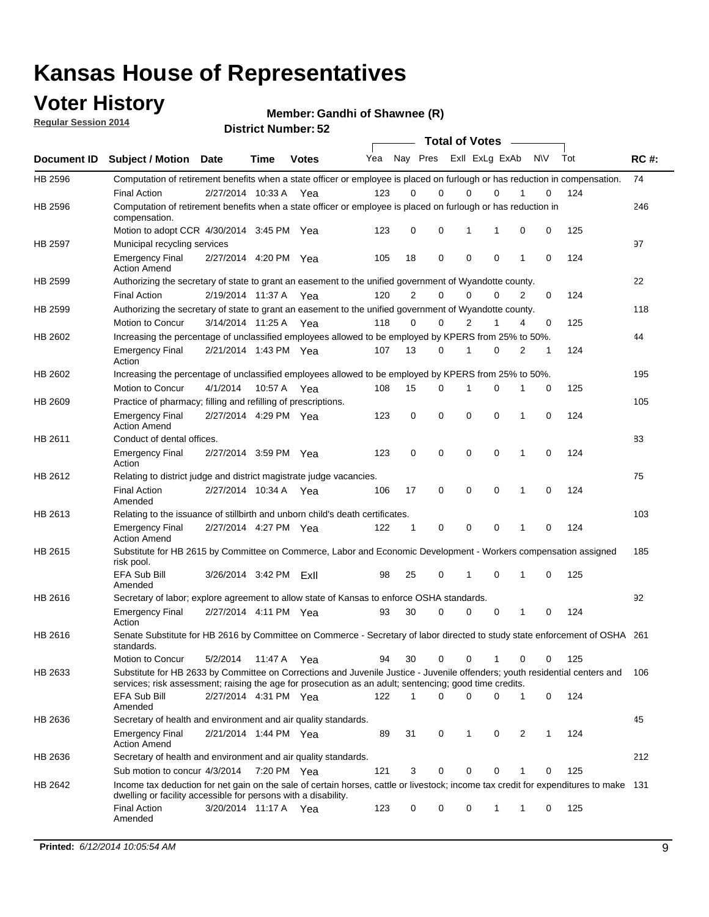# Kansas House of Representatives

## Voter History

**Regular Session 2014**

**Member: Gandhi of Shawnee (R)**

**District Number: 52**

| Document ID | Subject / Motion | Date | Time | Votes | Yea | Nay | Pres | ExII | ExLg | ExAb | N\V | Tot | RC #: |
|---|---|---|---|---|---|---|---|---|---|---|---|---|---|
| HB 2596 | Computation of retirement benefits when a state officer or employee is placed on furlough or has reduction in compensation. | | | | | | | | | | | | 74 |
| | Final Action | 2/27/2014 | 10:33 A | Yea | 123 | 0 | 0 | 0 | 0 | 1 | 0 | 124 | |
| HB 2596 | Computation of retirement benefits when a state officer or employee is placed on furlough or has reduction in compensation. | | | | | | | | | | | | 246 |
| | Motion to adopt CCR | 4/30/2014 | 3:45 PM | Yea | 123 | 0 | 0 | 1 | 1 | 0 | 0 | 125 | |
| HB 2597 | Municipal recycling services | | | | | | | | | | | | 97 |
| | Emergency Final Action Amend | 2/27/2014 | 4:20 PM | Yea | 105 | 18 | 0 | 0 | 0 | 1 | 0 | 124 | |
| HB 2599 | Authorizing the secretary of state to grant an easement to the unified government of Wyandotte county. | | | | | | | | | | | | 22 |
| | Final Action | 2/19/2014 | 11:37 A | Yea | 120 | 2 | 0 | 0 | 0 | 2 | 0 | 124 | |
| HB 2599 | Authorizing the secretary of state to grant an easement to the unified government of Wyandotte county. | | | | | | | | | | | | 118 |
| | Motion to Concur | 3/14/2014 | 11:25 A | Yea | 118 | 0 | 0 | 2 | 1 | 4 | 0 | 125 | |
| HB 2602 | Increasing the percentage of unclassified employees allowed to be employed by KPERS from 25% to 50%. | | | | | | | | | | | | 44 |
| | Emergency Final Action | 2/21/2014 | 1:43 PM | Yea | 107 | 13 | 0 | 1 | 0 | 2 | 1 | 124 | |
| HB 2602 | Increasing the percentage of unclassified employees allowed to be employed by KPERS from 25% to 50%. | | | | | | | | | | | | 195 |
| | Motion to Concur | 4/1/2014 | 10:57 A | Yea | 108 | 15 | 0 | 1 | 0 | 1 | 0 | 125 | |
| HB 2609 | Practice of pharmacy; filling and refilling of prescriptions. | | | | | | | | | | | | 105 |
| | Emergency Final Action Amend | 2/27/2014 | 4:29 PM | Yea | 123 | 0 | 0 | 0 | 0 | 1 | 0 | 124 | |
| HB 2611 | Conduct of dental offices. | | | | | | | | | | | | 83 |
| | Emergency Final Action | 2/27/2014 | 3:59 PM | Yea | 123 | 0 | 0 | 0 | 0 | 1 | 0 | 124 | |
| HB 2612 | Relating to district judge and district magistrate judge vacancies. | | | | | | | | | | | | 75 |
| | Final Action Amended | 2/27/2014 | 10:34 A | Yea | 106 | 17 | 0 | 0 | 0 | 1 | 0 | 124 | |
| HB 2613 | Relating to the issuance of stillbirth and unborn child's death certificates. | | | | | | | | | | | | 103 |
| | Emergency Final Action Amend | 2/27/2014 | 4:27 PM | Yea | 122 | 1 | 0 | 0 | 0 | 1 | 0 | 124 | |
| HB 2615 | Substitute for HB 2615 by Committee on Commerce, Labor and Economic Development - Workers compensation assigned risk pool. | | | | | | | | | | | | 185 |
| | EFA Sub Bill Amended | 3/26/2014 | 3:42 PM | ExII | 98 | 25 | 0 | 1 | 0 | 1 | 0 | 125 | |
| HB 2616 | Secretary of labor; explore agreement to allow state of Kansas to enforce OSHA standards. | | | | | | | | | | | | 92 |
| | Emergency Final Action | 2/27/2014 | 4:11 PM | Yea | 93 | 30 | 0 | 0 | 0 | 1 | 0 | 124 | |
| HB 2616 | Senate Substitute for HB 2616 by Committee on Commerce - Secretary of labor directed to study state enforcement of OSHA standards. | | | | | | | | | | | | 261 |
| | Motion to Concur | 5/2/2014 | 11:47 A | Yea | 94 | 30 | 0 | 0 | 1 | 0 | 0 | 125 | |
| HB 2633 | Substitute for HB 2633 by Committee on Corrections and Juvenile Justice - Juvenile offenders; youth residential centers and services; risk assessment; raising the age for prosecution as an adult; sentencing; good time credits. | | | | | | | | | | | | 106 |
| | EFA Sub Bill Amended | 2/27/2014 | 4:31 PM | Yea | 122 | 1 | 0 | 0 | 0 | 1 | 0 | 124 | |
| HB 2636 | Secretary of health and environment and air quality standards. | | | | | | | | | | | | 45 |
| | Emergency Final Action Amend | 2/21/2014 | 1:44 PM | Yea | 89 | 31 | 0 | 1 | 0 | 2 | 1 | 124 | |
| HB 2636 | Secretary of health and environment and air quality standards. | | | | | | | | | | | | 212 |
| | Sub motion to concur | 4/3/2014 | 7:20 PM | Yea | 121 | 3 | 0 | 0 | 0 | 1 | 0 | 125 | |
| HB 2642 | Income tax deduction for net gain on the sale of certain horses, cattle or livestock; income tax credit for expenditures to make dwelling or facility accessible for persons with a disability. | | | | | | | | | | | | 131 |
| | Final Action Amended | 3/20/2014 | 11:17 A | Yea | 123 | 0 | 0 | 0 | 1 | 1 | 0 | 125 | |

**Printed:** *6/12/2014 10:05:54 AM*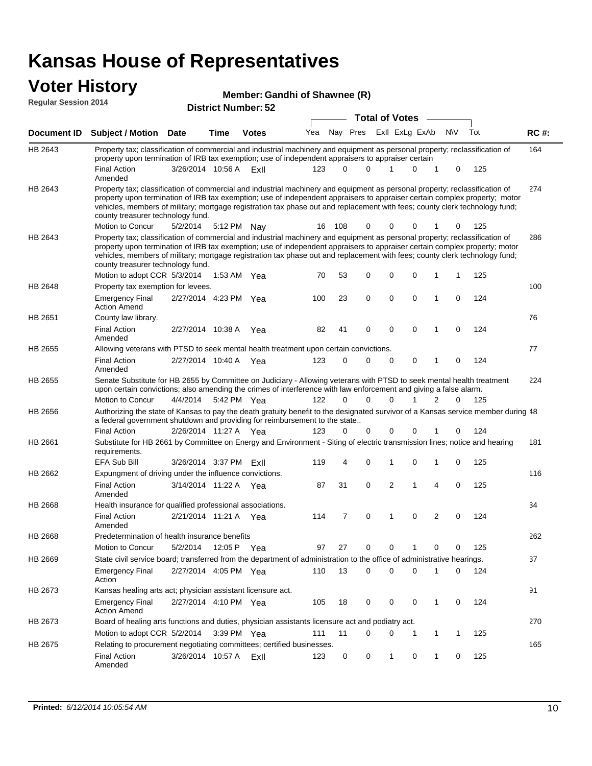# Kansas House of Representatives

## Voter History

**Regular Session 2014**

**Member: Gandhi of Shawnee (R)**

**District Number: 52**

| Document ID | Subject / Motion | Date | Time | Votes | Yea | Nay | Pres | ExII | ExLg | ExAb | N\V | Tot | RC #: |
|---|---|---|---|---|---|---|---|---|---|---|---|---|---|
| HB 2643 | Property tax; classification of commercial and industrial machinery and equipment as personal property; reclassification of property upon termination of IRB tax exemption; use of independent appraisers to appraiser certain | | | | | | | | | | | | 164 |
| | Final Action Amended | 3/26/2014 | 10:56 A | ExII | 123 | 0 | 0 | 1 | 0 | 1 | 0 | 125 | |
| HB 2643 | Property tax; classification of commercial and industrial machinery and equipment as personal property; reclassification of property upon termination of IRB tax exemption; use of independent appraisers to appraiser certain complex property; motor vehicles, members of military; mortgage registration tax phase out and replacement with fees; county clerk technology fund; county treasurer technology fund. | | | | | | | | | | | | 274 |
| | Motion to Concur | 5/2/2014 | 5:12 PM | Nay | 16 | 108 | 0 | 0 | 0 | 1 | 0 | 125 | |
| HB 2643 | Property tax; classification of commercial and industrial machinery and equipment as personal property; reclassification of property upon termination of IRB tax exemption; use of independent appraisers to appraiser certain complex property; motor vehicles, members of military; mortgage registration tax phase out and replacement with fees; county clerk technology fund; county treasurer technology fund. | | | | | | | | | | | | 286 |
| | Motion to adopt CCR | 5/3/2014 | 1:53 AM | Yea | 70 | 53 | 0 | 0 | 0 | 1 | 1 | 125 | |
| HB 2648 | Property tax exemption for levees. | | | | | | | | | | | | 100 |
| | Emergency Final Action Amend | 2/27/2014 | 4:23 PM | Yea | 100 | 23 | 0 | 0 | 0 | 1 | 0 | 124 | |
| HB 2651 | County law library. | | | | | | | | | | | | 76 |
| | Final Action Amended | 2/27/2014 | 10:38 A | Yea | 82 | 41 | 0 | 0 | 0 | 1 | 0 | 124 | |
| HB 2655 | Allowing veterans with PTSD to seek mental health treatment upon certain convictions. | | | | | | | | | | | | 77 |
| | Final Action Amended | 2/27/2014 | 10:40 A | Yea | 123 | 0 | 0 | 0 | 0 | 1 | 0 | 124 | |
| HB 2655 | Senate Substitute for HB 2655 by Committee on Judiciary - Allowing veterans with PTSD to seek mental health treatment upon certain convictions; also amending the crimes of interference with law enforcement and giving a false alarm. | | | | | | | | | | | | 224 |
| | Motion to Concur | 4/4/2014 | 5:42 PM | Yea | 122 | 0 | 0 | 0 | 1 | 2 | 0 | 125 | |
| HB 2656 | Authorizing the state of Kansas to pay the death gratuity benefit to the designated survivor of a Kansas service member during a federal government shutdown and providing for reimbursement to the state.. | | | | | | | | | | | | 48 |
| | Final Action | 2/26/2014 | 11:27 A | Yea | 123 | 0 | 0 | 0 | 0 | 1 | 0 | 124 | |
| HB 2661 | Substitute for HB 2661 by Committee on Energy and Environment - Siting of electric transmission lines; notice and hearing requirements. | | | | | | | | | | | | 181 |
| | EFA Sub Bill | 3/26/2014 | 3:37 PM | ExII | 119 | 4 | 0 | 1 | 0 | 1 | 0 | 125 | |
| HB 2662 | Expungment of driving under the influence convictions. | | | | | | | | | | | | 116 |
| | Final Action Amended | 3/14/2014 | 11:22 A | Yea | 87 | 31 | 0 | 2 | 1 | 4 | 0 | 125 | |
| HB 2668 | Health insurance for qualified professional associations. | | | | | | | | | | | | 34 |
| | Final Action Amended | 2/21/2014 | 11:21 A | Yea | 114 | 7 | 0 | 1 | 0 | 2 | 0 | 124 | |
| HB 2668 | Predetermination of health insurance benefits | | | | | | | | | | | | 262 |
| | Motion to Concur | 5/2/2014 | 12:05 P | Yea | 97 | 27 | 0 | 0 | 1 | 0 | 0 | 125 | |
| HB 2669 | State civil service board; transferred from the department of administration to the office of administrative hearings. | | | | | | | | | | | | 87 |
| | Emergency Final Action | 2/27/2014 | 4:05 PM | Yea | 110 | 13 | 0 | 0 | 0 | 1 | 0 | 124 | |
| HB 2673 | Kansas healing arts act; physician assistant licensure act. | | | | | | | | | | | | 91 |
| | Emergency Final Action Amend | 2/27/2014 | 4:10 PM | Yea | 105 | 18 | 0 | 0 | 0 | 1 | 0 | 124 | |
| HB 2673 | Board of healing arts functions and duties, physician assistants licensure act and podiatry act. | | | | | | | | | | | | 270 |
| | Motion to adopt CCR | 5/2/2014 | 3:39 PM | Yea | 111 | 11 | 0 | 0 | 1 | 1 | 1 | 125 | |
| HB 2675 | Relating to procurement negotiating committees; certified businesses. | | | | | | | | | | | | 165 |
| | Final Action Amended | 3/26/2014 | 10:57 A | ExII | 123 | 0 | 0 | 1 | 0 | 1 | 0 | 125 | |

**Printed:** *6/12/2014 10:05:54 AM*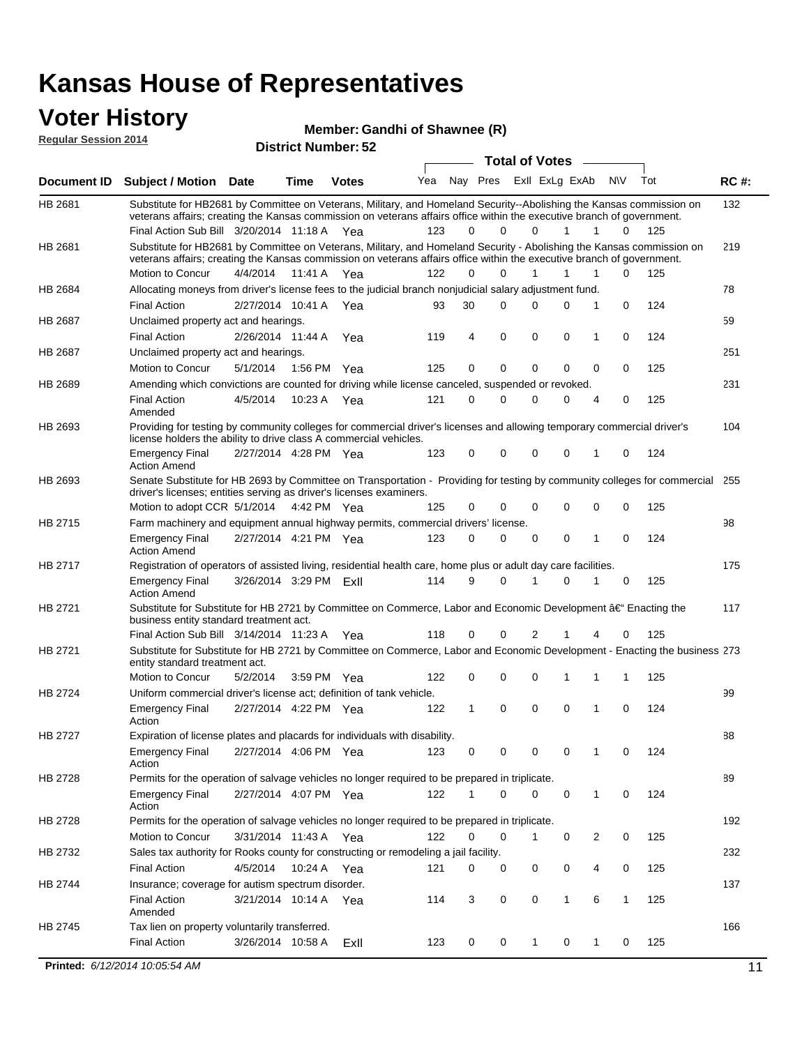# Kansas House of Representatives

## Voter History

**Regular Session 2014**

**Member: Gandhi of Shawnee (R)**

**District Number: 52**

| Document ID | Subject / Motion | Date | Time | Votes | Yea | Nay | Pres | ExII | ExLg | ExAb | N\V | Tot | RC #: |
|---|---|---|---|---|---|---|---|---|---|---|---|---|---|
| HB 2681 | Substitute for HB2681 by Committee on Veterans, Military, and Homeland Security--Abolishing the Kansas commission on veterans affairs; creating the Kansas commission on veterans affairs office within the executive branch of government. | | | | | | | | | | | | 132 |
| | Final Action Sub Bill | 3/20/2014 | 11:18 A | Yea | 123 | 0 | 0 | 0 | 1 | 1 | 0 | 125 | |
| HB 2681 | Substitute for HB2681 by Committee on Veterans, Military, and Homeland Security - Abolishing the Kansas commission on veterans affairs; creating the Kansas commission on veterans affairs office within the executive branch of government. | | | | | | | | | | | | 219 |
| | Motion to Concur | 4/4/2014 | 11:41 A | Yea | 122 | 0 | 0 | 1 | 1 | 1 | 0 | 125 | |
| HB 2684 | Allocating moneys from driver's license fees to the judicial branch nonjudicial salary adjustment fund. | | | | | | | | | | | | 78 |
| | Final Action | 2/27/2014 | 10:41 A | Yea | 93 | 30 | 0 | 0 | 0 | 1 | 0 | 124 | |
| HB 2687 | Unclaimed property act and hearings. | | | | | | | | | | | | 59 |
| | Final Action | 2/26/2014 | 11:44 A | Yea | 119 | 4 | 0 | 0 | 0 | 1 | 0 | 124 | |
| HB 2687 | Unclaimed property act and hearings. | | | | | | | | | | | | 251 |
| | Motion to Concur | 5/1/2014 | 1:56 PM | Yea | 125 | 0 | 0 | 0 | 0 | 0 | 0 | 125 | |
| HB 2689 | Amending which convictions are counted for driving while license canceled, suspended or revoked. | | | | | | | | | | | | 231 |
| | Final Action Amended | 4/5/2014 | 10:23 A | Yea | 121 | 0 | 0 | 0 | 0 | 4 | 0 | 125 | |
| HB 2693 | Providing for testing by community colleges for commercial driver's licenses and allowing temporary commercial driver's license holders the ability to drive class A commercial vehicles. | | | | | | | | | | | | 104 |
| | Emergency Final Action Amend | 2/27/2014 | 4:28 PM | Yea | 123 | 0 | 0 | 0 | 0 | 1 | 0 | 124 | |
| HB 2693 | Senate Substitute for HB 2693 by Committee on Transportation - Providing for testing by community colleges for commercial driver's licenses; entities serving as driver's licenses examiners. | | | | | | | | | | | | 255 |
| | Motion to adopt CCR | 5/1/2014 | 4:42 PM | Yea | 125 | 0 | 0 | 0 | 0 | 0 | 0 | 125 | |
| HB 2715 | Farm machinery and equipment annual highway permits, commercial drivers' license. | | | | | | | | | | | | 98 |
| | Emergency Final Action Amend | 2/27/2014 | 4:21 PM | Yea | 123 | 0 | 0 | 0 | 0 | 1 | 0 | 124 | |
| HB 2717 | Registration of operators of assisted living, residential health care, home plus or adult day care facilities. | | | | | | | | | | | | 175 |
| | Emergency Final Action Amend | 3/26/2014 | 3:29 PM | ExII | 114 | 9 | 0 | 1 | 0 | 1 | 0 | 125 | |
| HB 2721 | Substitute for Substitute for HB 2721 by Committee on Commerce, Labor and Economic Development â€" Enacting the business entity standard treatment act. | | | | | | | | | | | | 117 |
| | Final Action Sub Bill | 3/14/2014 | 11:23 A | Yea | 118 | 0 | 0 | 2 | 1 | 4 | 0 | 125 | |
| HB 2721 | Substitute for Substitute for HB 2721 by Committee on Commerce, Labor and Economic Development - Enacting the business entity standard treatment act. | | | | | | | | | | | | 273 |
| | Motion to Concur | 5/2/2014 | 3:59 PM | Yea | 122 | 0 | 0 | 0 | 1 | 1 | 1 | 125 | |
| HB 2724 | Uniform commercial driver's license act; definition of tank vehicle. | | | | | | | | | | | | 99 |
| | Emergency Final Action | 2/27/2014 | 4:22 PM | Yea | 122 | 1 | 0 | 0 | 0 | 1 | 0 | 124 | |
| HB 2727 | Expiration of license plates and placards for individuals with disability. | | | | | | | | | | | | 88 |
| | Emergency Final Action | 2/27/2014 | 4:06 PM | Yea | 123 | 0 | 0 | 0 | 0 | 1 | 0 | 124 | |
| HB 2728 | Permits for the operation of salvage vehicles no longer required to be prepared in triplicate. | | | | | | | | | | | | 89 |
| | Emergency Final Action | 2/27/2014 | 4:07 PM | Yea | 122 | 1 | 0 | 0 | 0 | 1 | 0 | 124 | |
| HB 2728 | Permits for the operation of salvage vehicles no longer required to be prepared in triplicate. | | | | | | | | | | | | 192 |
| | Motion to Concur | 3/31/2014 | 11:43 A | Yea | 122 | 0 | 0 | 1 | 0 | 2 | 0 | 125 | |
| HB 2732 | Sales tax authority for Rooks county for constructing or remodeling a jail facility. | | | | | | | | | | | | 232 |
| | Final Action | 4/5/2014 | 10:24 A | Yea | 121 | 0 | 0 | 0 | 0 | 4 | 0 | 125 | |
| HB 2744 | Insurance; coverage for autism spectrum disorder. | | | | | | | | | | | | 137 |
| | Final Action Amended | 3/21/2014 | 10:14 A | Yea | 114 | 3 | 0 | 0 | 1 | 6 | 1 | 125 | |
| HB 2745 | Tax lien on property voluntarily transferred. | | | | | | | | | | | | 166 |
| | Final Action | 3/26/2014 | 10:58 A | ExII | 123 | 0 | 0 | 1 | 0 | 1 | 0 | 125 | |

**Printed:** *6/12/2014 10:05:54 AM*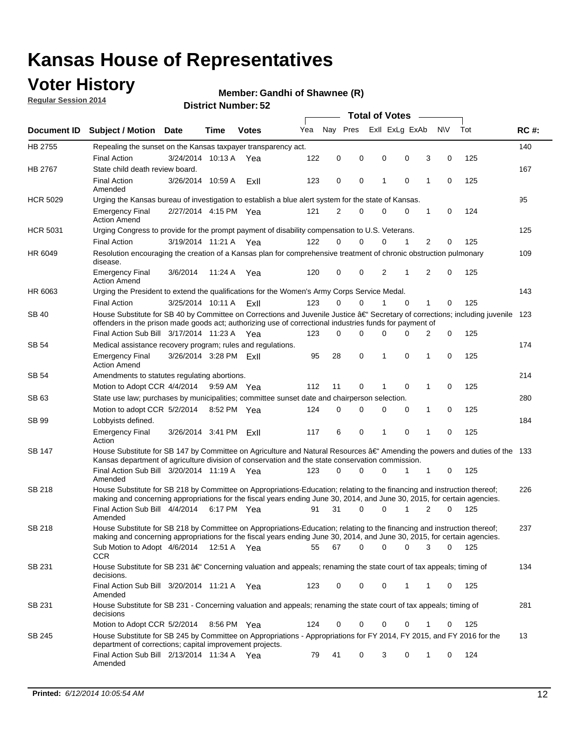# Kansas House of Representatives

## Voter History

**Regular Session 2014**

**Member: Gandhi of Shawnee (R)**

**District Number: 52**

| Document ID | Subject / Motion | Date | Time | Votes | Yea | Nay | Pres | ExII | ExLg | ExAb | N\V | Tot | RC #: |
|---|---|---|---|---|---|---|---|---|---|---|---|---|---|
| HB 2755 | Repealing the sunset on the Kansas taxpayer transparency act. | | | | | | | | | | | | 140 |
| | Final Action | 3/24/2014 | 10:13 A | Yea | 122 | 0 | 0 | 0 | 0 | 3 | 0 | 125 | |
| HB 2767 | State child death review board. | | | | | | | | | | | | 167 |
| | Final Action Amended | 3/26/2014 | 10:59 A | ExII | 123 | 0 | 0 | 1 | 0 | 1 | 0 | 125 | |
| HCR 5029 | Urging the Kansas bureau of investigation to establish a blue alert system for the state of Kansas. | | | | | | | | | | | | 95 |
| | Emergency Final Action Amend | 2/27/2014 | 4:15 PM | Yea | 121 | 2 | 0 | 0 | 0 | 1 | 0 | 124 | |
| HCR 5031 | Urging Congress to provide for the prompt payment of disability compensation to U.S. Veterans. | | | | | | | | | | | | 125 |
| | Final Action | 3/19/2014 | 11:21 A | Yea | 122 | 0 | 0 | 0 | 1 | 2 | 0 | 125 | |
| HR 6049 | Resolution encouraging the creation of a Kansas plan for comprehensive treatment of chronic obstruction pulmonary disease. | | | | | | | | | | | | 109 |
| | Emergency Final Action Amend | 3/6/2014 | 11:24 A | Yea | 120 | 0 | 0 | 2 | 1 | 2 | 0 | 125 | |
| HR 6063 | Urging the President to extend the qualifications for the Women's Army Corps Service Medal. | | | | | | | | | | | | 143 |
| | Final Action | 3/25/2014 | 10:11 A | ExII | 123 | 0 | 0 | 1 | 0 | 1 | 0 | 125 | |
| SB 40 | House Substitute for SB 40 by Committee on Corrections and Juvenile Justice â€" Secretary of corrections; including juvenile offenders in the prison made goods act; authorizing use of correctional industries funds for payment of | | | | | | | | | | | | 123 |
| | Final Action Sub Bill | 3/17/2014 | 11:23 A | Yea | 123 | 0 | 0 | 0 | 0 | 2 | 0 | 125 | |
| SB 54 | Medical assistance recovery program; rules and regulations. | | | | | | | | | | | | 174 |
| | Emergency Final Action Amend | 3/26/2014 | 3:28 PM | ExII | 95 | 28 | 0 | 1 | 0 | 1 | 0 | 125 | |
| SB 54 | Amendments to statutes regulating abortions. | | | | | | | | | | | | 214 |
| | Motion to Adopt CCR | 4/4/2014 | 9:59 AM | Yea | 112 | 11 | 0 | 1 | 0 | 1 | 0 | 125 | |
| SB 63 | State use law; purchases by municipalities; committee sunset date and chairperson selection. | | | | | | | | | | | | 280 |
| | Motion to adopt CCR | 5/2/2014 | 8:52 PM | Yea | 124 | 0 | 0 | 0 | 0 | 1 | 0 | 125 | |
| SB 99 | Lobbyists defined. | | | | | | | | | | | | 184 |
| | Emergency Final Action | 3/26/2014 | 3:41 PM | ExII | 117 | 6 | 0 | 1 | 0 | 1 | 0 | 125 | |
| SB 147 | House Substitute for SB 147 by Committee on Agriculture and Natural Resources â€" Amending the powers and duties of the Kansas department of agriculture division of conservation and the state conservation commission. | | | | | | | | | | | | 133 |
| | Final Action Sub Bill Amended | 3/20/2014 | 11:19 A | Yea | 123 | 0 | 0 | 0 | 1 | 1 | 0 | 125 | |
| SB 218 | House Substitute for SB 218 by Committee on Appropriations-Education; relating to the financing and instruction thereof; making and concerning appropriations for the fiscal years ending June 30, 2014, and June 30, 2015, for certain agencies. | | | | | | | | | | | | 226 |
| | Final Action Sub Bill Amended | 4/4/2014 | 6:17 PM | Yea | 91 | 31 | 0 | 0 | 1 | 2 | 0 | 125 | |
| SB 218 | House Substitute for SB 218 by Committee on Appropriations-Education; relating to the financing and instruction thereof; making and concerning appropriations for the fiscal years ending June 30, 2014, and June 30, 2015, for certain agencies. | | | | | | | | | | | | 237 |
| | Sub Motion to Adopt CCR | 4/6/2014 | 12:51 A | Yea | 55 | 67 | 0 | 0 | 0 | 3 | 0 | 125 | |
| SB 231 | House Substitute for SB 231 â€" Concerning valuation and appeals; renaming the state court of tax appeals; timing of decisions. | | | | | | | | | | | | 134 |
| | Final Action Sub Bill Amended | 3/20/2014 | 11:21 A | Yea | 123 | 0 | 0 | 0 | 1 | 1 | 0 | 125 | |
| SB 231 | House Substitute for SB 231 - Concerning valuation and appeals; renaming the state court of tax appeals; timing of decisions | | | | | | | | | | | | 281 |
| | Motion to Adopt CCR | 5/2/2014 | 8:56 PM | Yea | 124 | 0 | 0 | 0 | 0 | 1 | 0 | 125 | |
| SB 245 | House Substitute for SB 245 by Committee on Appropriations - Appropriations for FY 2014, FY 2015, and FY 2016 for the department of corrections; capital improvement projects. | | | | | | | | | | | | 13 |
| | Final Action Sub Bill Amended | 2/13/2014 | 11:34 A | Yea | 79 | 41 | 0 | 3 | 0 | 1 | 0 | 124 | |

**Printed:** *6/12/2014 10:05:54 AM*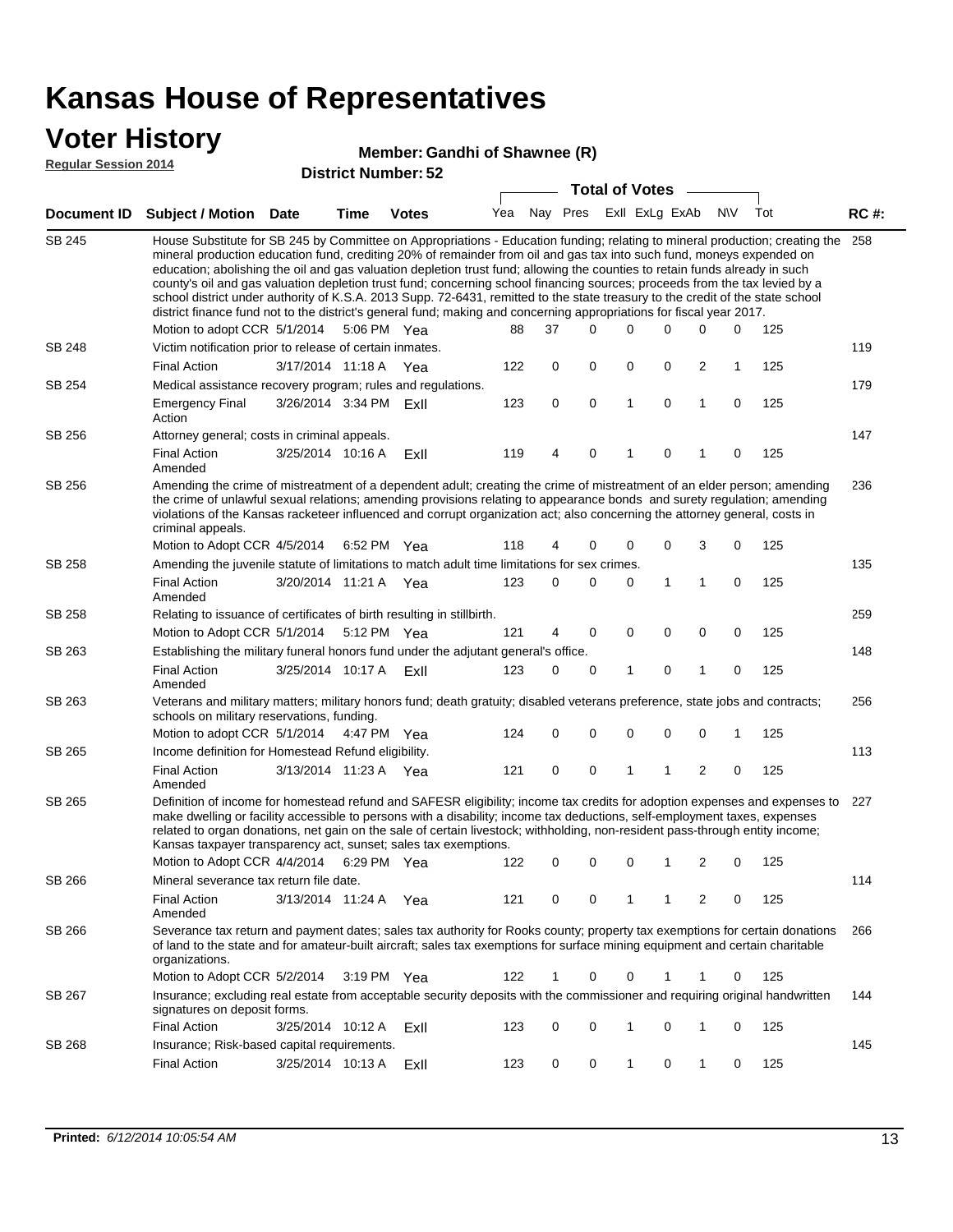# Kansas House of Representatives

## Voter History

**Regular Session 2014**

**Member: Gandhi of Shawnee (R)**

**District Number: 52**

| Document ID | Subject / Motion | Date | Time | Votes | Yea | Nay | Pres | ExII | ExLg | ExAb | N\V | Tot | RC #: |
|---|---|---|---|---|---|---|---|---|---|---|---|---|---|
| SB 245 | House Substitute for SB 245 by Committee on Appropriations - Education funding; relating to mineral production; creating the mineral production education fund, crediting 20% of remainder from oil and gas tax into such fund, moneys expended on education; abolishing the oil and gas valuation depletion trust fund; allowing the counties to retain funds already in such county's oil and gas valuation depletion trust fund; concerning school financing sources; proceeds from the tax levied by a school district under authority of K.S.A. 2013 Supp. 72-6431, remitted to the state treasury to the credit of the state school district finance fund not to the district's general fund; making and concerning appropriations for fiscal year 2017. | | | | | | | | | | | | 258 |
| | Motion to adopt CCR | 5/1/2014 | 5:06 PM | Yea | 88 | 37 | 0 | 0 | 0 | 0 | 0 | 125 | |
| SB 248 | Victim notification prior to release of certain inmates. | | | | | | | | | | | | 119 |
| | Final Action | 3/17/2014 | 11:18 A | Yea | 122 | 0 | 0 | 0 | 0 | 2 | 1 | 125 | |
| SB 254 | Medical assistance recovery program; rules and regulations. | | | | | | | | | | | | 179 |
| | Emergency Final Action | 3/26/2014 | 3:34 PM | ExII | 123 | 0 | 0 | 1 | 0 | 1 | 0 | 125 | |
| SB 256 | Attorney general; costs in criminal appeals. | | | | | | | | | | | | 147 |
| | Final Action Amended | 3/25/2014 | 10:16 A | ExII | 119 | 4 | 0 | 1 | 0 | 1 | 0 | 125 | |
| SB 256 | Amending the crime of mistreatment of a dependent adult; creating the crime of mistreatment of an elder person; amending the crime of unlawful sexual relations; amending provisions relating to appearance bonds and surety regulation; amending violations of the Kansas racketeer influenced and corrupt organization act; also concerning the attorney general, costs in criminal appeals. | | | | | | | | | | | | 236 |
| | Motion to Adopt CCR | 4/5/2014 | 6:52 PM | Yea | 118 | 4 | 0 | 0 | 0 | 3 | 0 | 125 | |
| SB 258 | Amending the juvenile statute of limitations to match adult time limitations for sex crimes. | | | | | | | | | | | | 135 |
| | Final Action Amended | 3/20/2014 | 11:21 A | Yea | 123 | 0 | 0 | 0 | 1 | 1 | 0 | 125 | |
| SB 258 | Relating to issuance of certificates of birth resulting in stillbirth. | | | | | | | | | | | | 259 |
| | Motion to Adopt CCR | 5/1/2014 | 5:12 PM | Yea | 121 | 4 | 0 | 0 | 0 | 0 | 0 | 125 | |
| SB 263 | Establishing the military funeral honors fund under the adjutant general's office. | | | | | | | | | | | | 148 |
| | Final Action Amended | 3/25/2014 | 10:17 A | ExII | 123 | 0 | 0 | 1 | 0 | 1 | 0 | 125 | |
| SB 263 | Veterans and military matters; military honors fund; death gratuity; disabled veterans preference, state jobs and contracts; schools on military reservations, funding. | | | | | | | | | | | | 256 |
| | Motion to adopt CCR | 5/1/2014 | 4:47 PM | Yea | 124 | 0 | 0 | 0 | 0 | 0 | 1 | 125 | |
| SB 265 | Income definition for Homestead Refund eligibility. | | | | | | | | | | | | 113 |
| | Final Action Amended | 3/13/2014 | 11:23 A | Yea | 121 | 0 | 0 | 1 | 1 | 2 | 0 | 125 | |
| SB 265 | Definition of income for homestead refund and SAFESR eligibility; income tax credits for adoption expenses and expenses to make dwelling or facility accessible to persons with a disability; income tax deductions, self-employment taxes, expenses related to organ donations, net gain on the sale of certain livestock; withholding, non-resident pass-through entity income; Kansas taxpayer transparency act, sunset; sales tax exemptions. | | | | | | | | | | | | 227 |
| | Motion to Adopt CCR | 4/4/2014 | 6:29 PM | Yea | 122 | 0 | 0 | 0 | 1 | 2 | 0 | 125 | |
| SB 266 | Mineral severance tax return file date. | | | | | | | | | | | | 114 |
| | Final Action Amended | 3/13/2014 | 11:24 A | Yea | 121 | 0 | 0 | 1 | 1 | 2 | 0 | 125 | |
| SB 266 | Severance tax return and payment dates; sales tax authority for Rooks county; property tax exemptions for certain donations of land to the state and for amateur-built aircraft; sales tax exemptions for surface mining equipment and certain charitable organizations. | | | | | | | | | | | | 266 |
| | Motion to Adopt CCR | 5/2/2014 | 3:19 PM | Yea | 122 | 1 | 0 | 0 | 1 | 1 | 0 | 125 | |
| SB 267 | Insurance; excluding real estate from acceptable security deposits with the commissioner and requiring original handwritten signatures on deposit forms. | | | | | | | | | | | | 144 |
| | Final Action | 3/25/2014 | 10:12 A | ExII | 123 | 0 | 0 | 1 | 0 | 1 | 0 | 125 | |
| SB 268 | Insurance; Risk-based capital requirements. | | | | | | | | | | | | 145 |
| | Final Action | 3/25/2014 | 10:13 A | ExII | 123 | 0 | 0 | 1 | 0 | 1 | 0 | 125 | |

**Printed:** *6/12/2014 10:05:54 AM*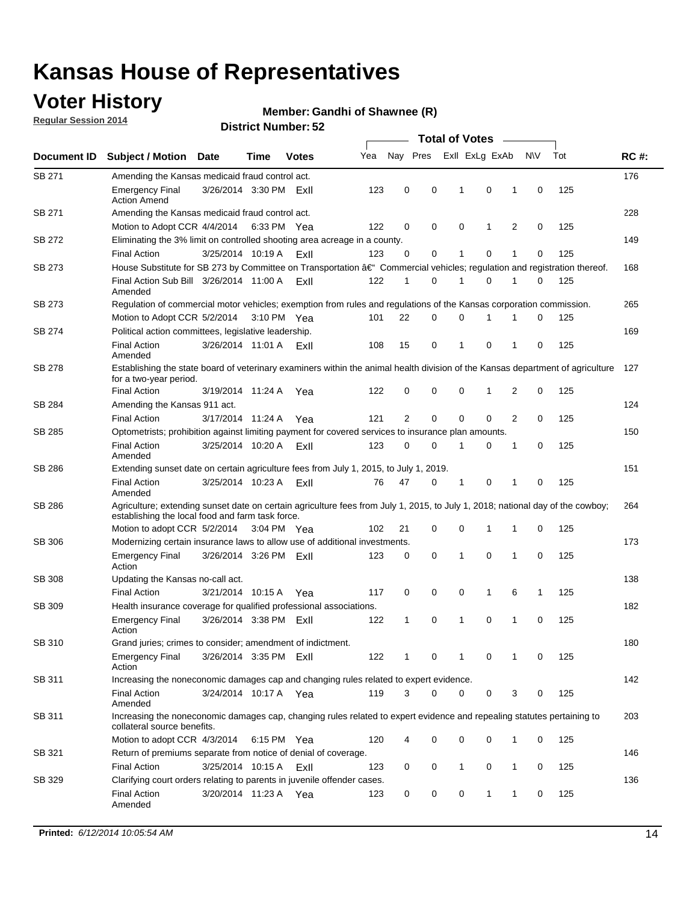# Kansas House of Representatives

## Voter History

**Regular Session 2014**

**Member: Gandhi of Shawnee (R)**

**District Number: 52**

| Document ID | Subject / Motion | Date | Time | Votes | Yea | Nay | Pres | ExII | ExLg | ExAb | N\V | Tot | RC #: |
|---|---|---|---|---|---|---|---|---|---|---|---|---|---|
| SB 271 | Amending the Kansas medicaid fraud control act. | | | | | | | | | | | | 176 |
| | Emergency Final Action Amend | 3/26/2014 | 3:30 PM | ExII | 123 | 0 | 0 | 1 | 0 | 1 | 0 | 125 | |
| SB 271 | Amending the Kansas medicaid fraud control act. | | | | | | | | | | | | 228 |
| | Motion to Adopt CCR | 4/4/2014 | 6:33 PM | Yea | 122 | 0 | 0 | 0 | 1 | 2 | 0 | 125 | |
| SB 272 | Eliminating the 3% limit on controlled shooting area acreage in a county. | | | | | | | | | | | | 149 |
| | Final Action | 3/25/2014 | 10:19 A | ExII | 123 | 0 | 0 | 1 | 0 | 1 | 0 | 125 | |
| SB 273 | House Substitute for SB 273 by Committee on Transportation â€" Commercial vehicles; regulation and registration thereof. | | | | | | | | | | | | 168 |
| | Final Action Sub Bill Amended | 3/26/2014 | 11:00 A | ExII | 122 | 1 | 0 | 1 | 0 | 1 | 0 | 125 | |
| SB 273 | Regulation of commercial motor vehicles; exemption from rules and regulations of the Kansas corporation commission. | | | | | | | | | | | | 265 |
| | Motion to Adopt CCR | 5/2/2014 | 3:10 PM | Yea | 101 | 22 | 0 | 0 | 1 | 1 | 0 | 125 | |
| SB 274 | Political action committees, legislative leadership. | | | | | | | | | | | | 169 |
| | Final Action Amended | 3/26/2014 | 11:01 A | ExII | 108 | 15 | 0 | 1 | 0 | 1 | 0 | 125 | |
| SB 278 | Establishing the state board of veterinary examiners within the animal health division of the Kansas department of agriculture for a two-year period. | | | | | | | | | | | | 127 |
| | Final Action | 3/19/2014 | 11:24 A | Yea | 122 | 0 | 0 | 0 | 1 | 2 | 0 | 125 | |
| SB 284 | Amending the Kansas 911 act. | | | | | | | | | | | | 124 |
| | Final Action | 3/17/2014 | 11:24 A | Yea | 121 | 2 | 0 | 0 | 0 | 2 | 0 | 125 | |
| SB 285 | Optometrists; prohibition against limiting payment for covered services to insurance plan amounts. | | | | | | | | | | | | 150 |
| | Final Action Amended | 3/25/2014 | 10:20 A | ExII | 123 | 0 | 0 | 1 | 0 | 1 | 0 | 125 | |
| SB 286 | Extending sunset date on certain agriculture fees from July 1, 2015, to July 1, 2019. | | | | | | | | | | | | 151 |
| | Final Action Amended | 3/25/2014 | 10:23 A | ExII | 76 | 47 | 0 | 1 | 0 | 1 | 0 | 125 | |
| SB 286 | Agriculture; extending sunset date on certain agriculture fees from July 1, 2015, to July 1, 2018; national day of the cowboy; establishing the local food and farm task force. | | | | | | | | | | | | 264 |
| | Motion to adopt CCR | 5/2/2014 | 3:04 PM | Yea | 102 | 21 | 0 | 0 | 1 | 1 | 0 | 125 | |
| SB 306 | Modernizing certain insurance laws to allow use of additional investments. | | | | | | | | | | | | 173 |
| | Emergency Final Action | 3/26/2014 | 3:26 PM | ExII | 123 | 0 | 0 | 1 | 0 | 1 | 0 | 125 | |
| SB 308 | Updating the Kansas no-call act. | | | | | | | | | | | | 138 |
| | Final Action | 3/21/2014 | 10:15 A | Yea | 117 | 0 | 0 | 0 | 1 | 6 | 1 | 125 | |
| SB 309 | Health insurance coverage for qualified professional associations. | | | | | | | | | | | | 182 |
| | Emergency Final Action | 3/26/2014 | 3:38 PM | ExII | 122 | 1 | 0 | 1 | 0 | 1 | 0 | 125 | |
| SB 310 | Grand juries; crimes to consider; amendment of indictment. | | | | | | | | | | | | 180 |
| | Emergency Final Action | 3/26/2014 | 3:35 PM | ExII | 122 | 1 | 0 | 1 | 0 | 1 | 0 | 125 | |
| SB 311 | Increasing the noneconomic damages cap and changing rules related to expert evidence. | | | | | | | | | | | | 142 |
| | Final Action Amended | 3/24/2014 | 10:17 A | Yea | 119 | 3 | 0 | 0 | 0 | 3 | 0 | 125 | |
| SB 311 | Increasing the noneconomic damages cap, changing rules related to expert evidence and repealing statutes pertaining to collateral source benefits. | | | | | | | | | | | | 203 |
| | Motion to adopt CCR | 4/3/2014 | 6:15 PM | Yea | 120 | 4 | 0 | 0 | 0 | 1 | 0 | 125 | |
| SB 321 | Return of premiums separate from notice of denial of coverage. | | | | | | | | | | | | 146 |
| | Final Action | 3/25/2014 | 10:15 A | ExII | 123 | 0 | 0 | 1 | 0 | 1 | 0 | 125 | |
| SB 329 | Clarifying court orders relating to parents in juvenile offender cases. | | | | | | | | | | | | 136 |
| | Final Action Amended | 3/20/2014 | 11:23 A | Yea | 123 | 0 | 0 | 0 | 1 | 1 | 0 | 125 | |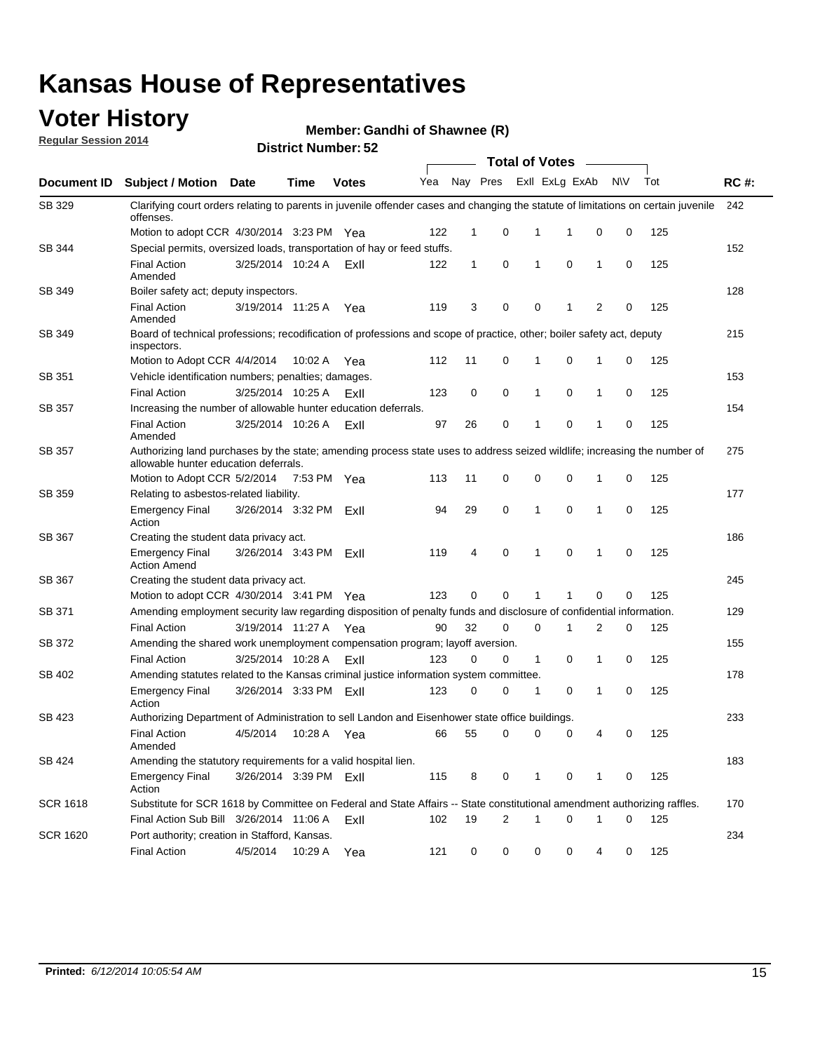# Kansas House of Representatives

## Voter History

**Regular Session 2014**

**Member: Gandhi of Shawnee (R)**

**District Number: 52**

| Document ID | Subject / Motion | Date | Time | Votes | Yea | Nay | Pres | ExII | ExLg | ExAb | N\V | Tot | RC #: |
|---|---|---|---|---|---|---|---|---|---|---|---|---|---|
| SB 329 | Clarifying court orders relating to parents in juvenile offender cases and changing the statute of limitations on certain juvenile offenses. | | | | | | | | | | | | 242 |
| | Motion to adopt CCR | 4/30/2014 | 3:23 PM | Yea | 122 | 1 | 0 | 1 | 1 | 0 | 0 | 125 | |
| SB 344 | Special permits, oversized loads, transportation of hay or feed stuffs. | | | | | | | | | | | | 152 |
| | Final Action Amended | 3/25/2014 | 10:24 A | ExII | 122 | 1 | 0 | 1 | 0 | 1 | 0 | 125 | |
| SB 349 | Boiler safety act; deputy inspectors. | | | | | | | | | | | | 128 |
| | Final Action Amended | 3/19/2014 | 11:25 A | Yea | 119 | 3 | 0 | 0 | 1 | 2 | 0 | 125 | |
| SB 349 | Board of technical professions; recodification of professions and scope of practice, other; boiler safety act, deputy inspectors. | | | | | | | | | | | | 215 |
| | Motion to Adopt CCR | 4/4/2014 | 10:02 A | Yea | 112 | 11 | 0 | 1 | 0 | 1 | 0 | 125 | |
| SB 351 | Vehicle identification numbers; penalties; damages. | | | | | | | | | | | | 153 |
| | Final Action | 3/25/2014 | 10:25 A | ExII | 123 | 0 | 0 | 1 | 0 | 1 | 0 | 125 | |
| SB 357 | Increasing the number of allowable hunter education deferrals. | | | | | | | | | | | | 154 |
| | Final Action Amended | 3/25/2014 | 10:26 A | ExII | 97 | 26 | 0 | 1 | 0 | 1 | 0 | 125 | |
| SB 357 | Authorizing land purchases by the state; amending process state uses to address seized wildlife; increasing the number of allowable hunter education deferrals. | | | | | | | | | | | | 275 |
| | Motion to Adopt CCR | 5/2/2014 | 7:53 PM | Yea | 113 | 11 | 0 | 0 | 0 | 1 | 0 | 125 | |
| SB 359 | Relating to asbestos-related liability. | | | | | | | | | | | | 177 |
| | Emergency Final Action | 3/26/2014 | 3:32 PM | ExII | 94 | 29 | 0 | 1 | 0 | 1 | 0 | 125 | |
| SB 367 | Creating the student data privacy act. | | | | | | | | | | | | 186 |
| | Emergency Final Action Amend | 3/26/2014 | 3:43 PM | ExII | 119 | 4 | 0 | 1 | 0 | 1 | 0 | 125 | |
| SB 367 | Creating the student data privacy act. | | | | | | | | | | | | 245 |
| | Motion to adopt CCR | 4/30/2014 | 3:41 PM | Yea | 123 | 0 | 0 | 1 | 1 | 0 | 0 | 125 | |
| SB 371 | Amending employment security law regarding disposition of penalty funds and disclosure of confidential information. | | | | | | | | | | | | 129 |
| | Final Action | 3/19/2014 | 11:27 A | Yea | 90 | 32 | 0 | 0 | 1 | 2 | 0 | 125 | |
| SB 372 | Amending the shared work unemployment compensation program; layoff aversion. | | | | | | | | | | | | 155 |
| | Final Action | 3/25/2014 | 10:28 A | ExII | 123 | 0 | 0 | 1 | 0 | 1 | 0 | 125 | |
| SB 402 | Amending statutes related to the Kansas criminal justice information system committee. | | | | | | | | | | | | 178 |
| | Emergency Final Action | 3/26/2014 | 3:33 PM | ExII | 123 | 0 | 0 | 1 | 0 | 1 | 0 | 125 | |
| SB 423 | Authorizing Department of Administration to sell Landon and Eisenhower state office buildings. | | | | | | | | | | | | 233 |
| | Final Action Amended | 4/5/2014 | 10:28 A | Yea | 66 | 55 | 0 | 0 | 0 | 4 | 0 | 125 | |
| SB 424 | Amending the statutory requirements for a valid hospital lien. | | | | | | | | | | | | 183 |
| | Emergency Final Action | 3/26/2014 | 3:39 PM | ExII | 115 | 8 | 0 | 1 | 0 | 1 | 0 | 125 | |
| SCR 1618 | Substitute for SCR 1618 by Committee on Federal and State Affairs -- State constitutional amendment authorizing raffles. | | | | | | | | | | | | 170 |
| | Final Action Sub Bill | 3/26/2014 | 11:06 A | ExII | 102 | 19 | 2 | 1 | 0 | 1 | 0 | 125 | |
| SCR 1620 | Port authority; creation in Stafford, Kansas. | | | | | | | | | | | | 234 |
| | Final Action | 4/5/2014 | 10:29 A | Yea | 121 | 0 | 0 | 0 | 0 | 4 | 0 | 125 | |

**Printed:** *6/12/2014 10:05:54 AM*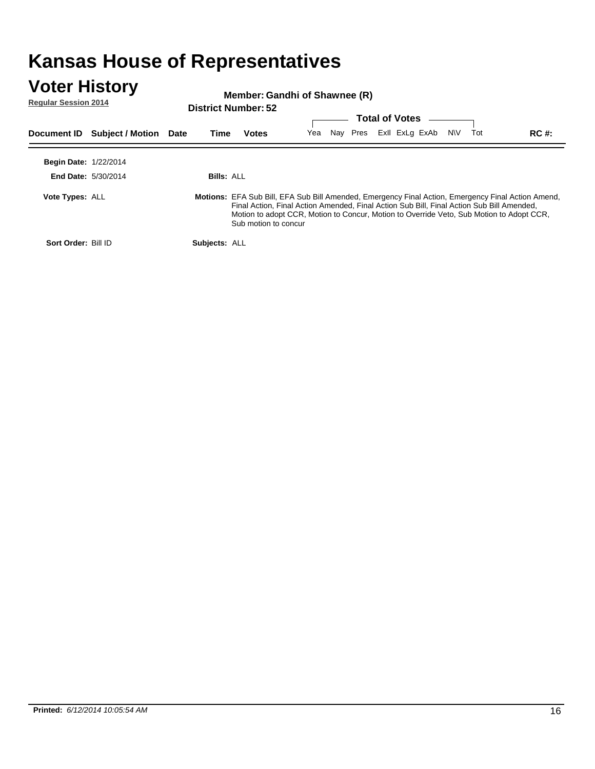# Kansas House of Representatives

## Voter History

**Regular Session 2014**

**Member: Gandhi of Shawnee (R)**

**District Number: 52**

| Document ID | Subject / Motion | Date | Time | Votes | Yea | Nay | Pres | ExII | ExLg | ExAb | N\V | Tot | RC #: |
|---|---|---|---|---|---|---|---|---|---|---|---|---|---|

Total of Votes: Yea, Nay, Pres, ExII, ExLg, ExAb, N\V, Tot

**Begin Date:** 1/22/2014

**End Date:** 5/30/2014

**Bills:** ALL

**Vote Types:** ALL

**Motions:** EFA Sub Bill, EFA Sub Bill Amended, Emergency Final Action, Emergency Final Action Amend, Final Action, Final Action Amended, Final Action Sub Bill, Final Action Sub Bill Amended, Motion to adopt CCR, Motion to Concur, Motion to Override Veto, Sub Motion to Adopt CCR, Sub motion to concur

**Sort Order:** Bill ID

**Subjects:** ALL

**Printed:** *6/12/2014 10:05:54 AM*